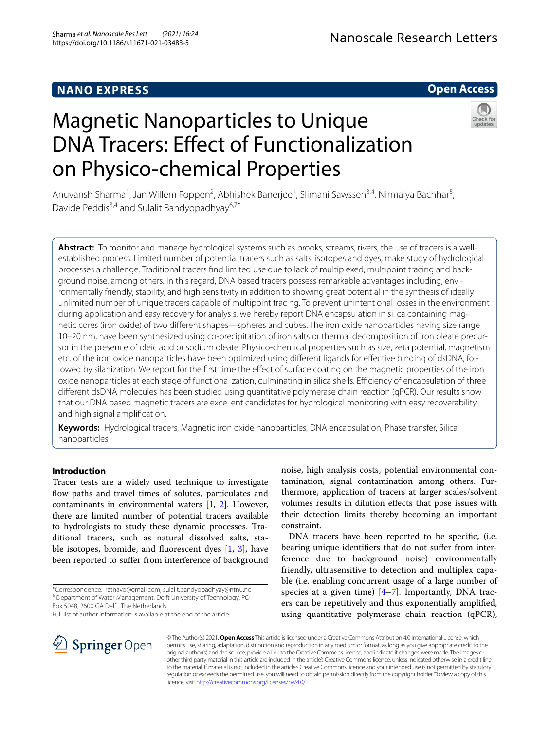NANO EXPRESS

Open Access

# Magnetic Nanoparticles to Unique DNA Tracers: Effect of Functionalization on Physico-chemical Properties

Anuvansh Sharma[1], Jan Willem Foppen[2], Abhishek Banerjee[1], Slimani Sawssen[3,4], Nirmalya Bachhar[5], Davide Peddis[3,4] and Sulalit Bandyopadhyay[6,7*]

**Abstract:** To monitor and manage hydrological systems such as brooks, streams, rivers, the use of tracers is a well-established process. Limited number of potential tracers such as salts, isotopes and dyes, make study of hydrological processes a challenge. Traditional tracers find limited use due to lack of multiplexed, multipoint tracing and background noise, among others. In this regard, DNA based tracers possess remarkable advantages including, environmentally friendly, stability, and high sensitivity in addition to showing great potential in the synthesis of ideally unlimited number of unique tracers capable of multipoint tracing. To prevent unintentional losses in the environment during application and easy recovery for analysis, we hereby report DNA encapsulation in silica containing magnetic cores (iron oxide) of two different shapes—spheres and cubes. The iron oxide nanoparticles having size range 10–20 nm, have been synthesized using co-precipitation of iron salts or thermal decomposition of iron oleate precursor in the presence of oleic acid or sodium oleate. Physico-chemical properties such as size, zeta potential, magnetism etc. of the iron oxide nanoparticles have been optimized using different ligands for effective binding of dsDNA, followed by silanization. We report for the first time the effect of surface coating on the magnetic properties of the iron oxide nanoparticles at each stage of functionalization, culminating in silica shells. Efficiency of encapsulation of three different dsDNA molecules has been studied using quantitative polymerase chain reaction (qPCR). Our results show that our DNA based magnetic tracers are excellent candidates for hydrological monitoring with easy recoverability and high signal amplification.

**Keywords:** Hydrological tracers, Magnetic iron oxide nanoparticles, DNA encapsulation, Phase transfer, Silica nanoparticles

## Introduction

Tracer tests are a widely used technique to investigate flow paths and travel times of solutes, particulates and contaminants in environmental waters [1, 2]. However, there are limited number of potential tracers available to hydrologists to study these dynamic processes. Traditional tracers, such as natural dissolved salts, stable isotopes, bromide, and fluorescent dyes [1, 3], have been reported to suffer from interference of background noise, high analysis costs, potential environmental contamination, signal contamination among others. Furthermore, application of tracers at larger scales/solvent volumes results in dilution effects that pose issues with their detection limits thereby becoming an important constraint.

DNA tracers have been reported to be specific, (i.e. bearing unique identifiers that do not suffer from interference due to background noise) environmentally friendly, ultrasensitive to detection and multiplex capable (i.e. enabling concurrent usage of a large number of species at a given time) [4–7]. Importantly, DNA tracers can be repetitively and thus exponentially amplified, using quantitative polymerase chain reaction (qPCR),

*Correspondence: ratnavo@gmail.com; sulalit.bandyopadhyay@ntnu.no
[6] Department of Water Management, Delft University of Technology, PO Box 5048, 2600 GA Delft, The Netherlands
Full list of author information is available at the end of the article

© The Author(s) 2021. **Open Access** This article is licensed under a Creative Commons Attribution 4.0 International License, which permits use, sharing, adaptation, distribution and reproduction in any medium or format, as long as you give appropriate credit to the original author(s) and the source, provide a link to the Creative Commons licence, and indicate if changes were made. The images or other third party material in this article are included in the article's Creative Commons licence, unless indicated otherwise in a credit line to the material. If material is not included in the article's Creative Commons licence and your intended use is not permitted by statutory regulation or exceeds the permitted use, you will need to obtain permission directly from the copyright holder. To view a copy of this licence, visit http://creativecommons.org/licenses/by/4.0/.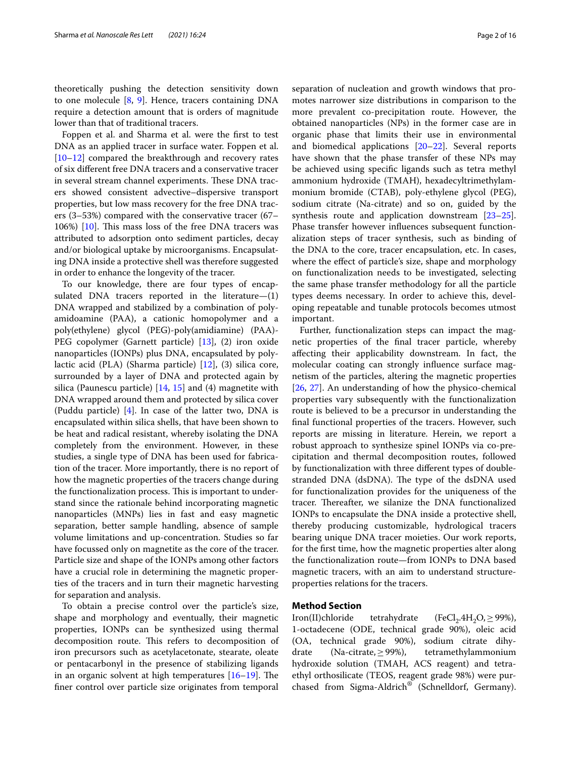theoretically pushing the detection sensitivity down to one molecule [8, 9]. Hence, tracers containing DNA require a detection amount that is orders of magnitude lower than that of traditional tracers.

Foppen et al. and Sharma et al. were the first to test DNA as an applied tracer in surface water. Foppen et al. [10–12] compared the breakthrough and recovery rates of six different free DNA tracers and a conservative tracer in several stream channel experiments. These DNA tracers showed consistent advective–dispersive transport properties, but low mass recovery for the free DNA tracers (3–53%) compared with the conservative tracer (67–106%) [10]. This mass loss of the free DNA tracers was attributed to adsorption onto sediment particles, decay and/or biological uptake by microorganisms. Encapsulating DNA inside a protective shell was therefore suggested in order to enhance the longevity of the tracer.

To our knowledge, there are four types of encapsulated DNA tracers reported in the literature—(1) DNA wrapped and stabilized by a combination of poly-amidoamine (PAA), a cationic homopolymer and a poly(ethylene) glycol (PEG)-poly(amidiamine) (PAA)-PEG copolymer (Garnett particle) [13], (2) iron oxide nanoparticles (IONPs) plus DNA, encapsulated by poly-lactic acid (PLA) (Sharma particle) [12], (3) silica core, surrounded by a layer of DNA and protected again by silica (Paunescu particle) [14, 15] and (4) magnetite with DNA wrapped around them and protected by silica cover (Puddu particle) [4]. In case of the latter two, DNA is encapsulated within silica shells, that have been shown to be heat and radical resistant, whereby isolating the DNA completely from the environment. However, in these studies, a single type of DNA has been used for fabrication of the tracer. More importantly, there is no report of how the magnetic properties of the tracers change during the functionalization process. This is important to understand since the rationale behind incorporating magnetic nanoparticles (MNPs) lies in fast and easy magnetic separation, better sample handling, absence of sample volume limitations and up-concentration. Studies so far have focussed only on magnetite as the core of the tracer. Particle size and shape of the IONPs among other factors have a crucial role in determining the magnetic properties of the tracers and in turn their magnetic harvesting for separation and analysis.

To obtain a precise control over the particle's size, shape and morphology and eventually, their magnetic properties, IONPs can be synthesized using thermal decomposition route. This refers to decomposition of iron precursors such as acetylacetonate, stearate, oleate or pentacarbonyl in the presence of stabilizing ligands in an organic solvent at high temperatures [16–19]. The finer control over particle size originates from temporal separation of nucleation and growth windows that promotes narrower size distributions in comparison to the more prevalent co-precipitation route. However, the obtained nanoparticles (NPs) in the former case are in organic phase that limits their use in environmental and biomedical applications [20–22]. Several reports have shown that the phase transfer of these NPs may be achieved using specific ligands such as tetra methyl ammonium hydroxide (TMAH), hexadecyltrimethylammonium bromide (CTAB), poly-ethylene glycol (PEG), sodium citrate (Na-citrate) and so on, guided by the synthesis route and application downstream [23–25]. Phase transfer however influences subsequent functionalization steps of tracer synthesis, such as binding of the DNA to the core, tracer encapsulation, etc. In cases, where the effect of particle's size, shape and morphology on functionalization needs to be investigated, selecting the same phase transfer methodology for all the particle types deems necessary. In order to achieve this, developing repeatable and tunable protocols becomes utmost important.

Further, functionalization steps can impact the magnetic properties of the final tracer particle, whereby affecting their applicability downstream. In fact, the molecular coating can strongly influence surface magnetism of the particles, altering the magnetic properties [26, 27]. An understanding of how the physico-chemical properties vary subsequently with the functionalization route is believed to be a precursor in understanding the final functional properties of the tracers. However, such reports are missing in literature. Herein, we report a robust approach to synthesize spinel IONPs via co-precipitation and thermal decomposition routes, followed by functionalization with three different types of double-stranded DNA (dsDNA). The type of the dsDNA used for functionalization provides for the uniqueness of the tracer. Thereafter, we silanize the DNA functionalized IONPs to encapsulate the DNA inside a protective shell, thereby producing customizable, hydrological tracers bearing unique DNA tracer moieties. Our work reports, for the first time, how the magnetic properties alter along the functionalization route—from IONPs to DNA based magnetic tracers, with an aim to understand structure-properties relations for the tracers.

## Method Section

Iron(II)chloride tetrahydrate ($FeCl_2.4H_2O$, ≥ 99%), 1-octadecene (ODE, technical grade 90%), oleic acid (OA, technical grade 90%), sodium citrate dihydrate (Na-citrate, ≥ 99%), tetramethylammonium hydroxide solution (TMAH, ACS reagent) and tetraethyl orthosilicate (TEOS, reagent grade 98%) were purchased from Sigma-Aldrich® (Schnelldorf, Germany).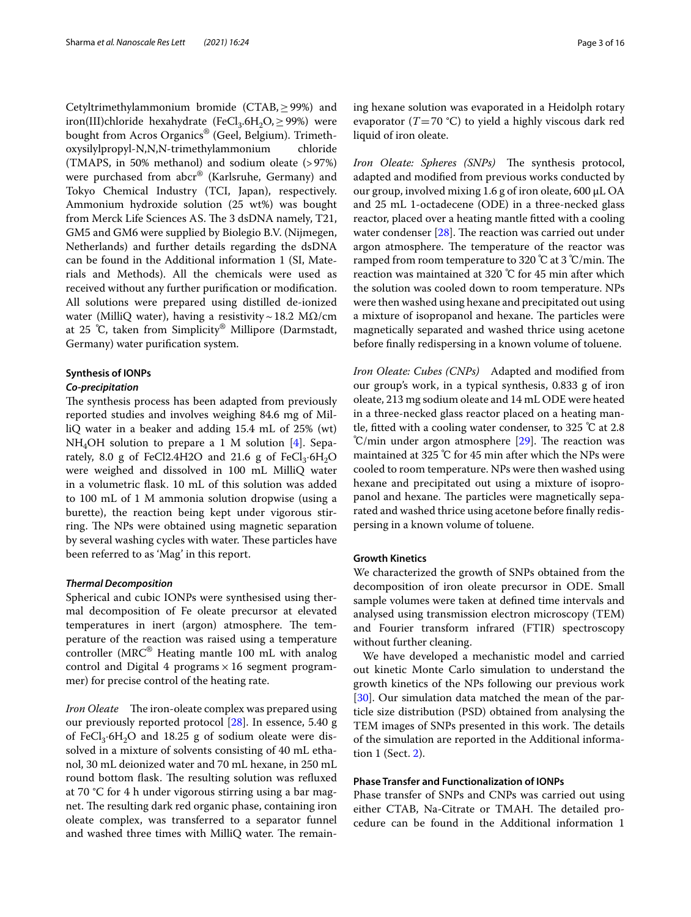Cetyltrimethylammonium bromide (CTAB, ≥ 99%) and iron(III)chloride hexahydrate ($FeCl_3.6H_2O$, ≥ 99%) were bought from Acros Organics® (Geel, Belgium). Trimethoxysilylpropyl-N,N,N-trimethylammonium chloride (TMAPS, in 50% methanol) and sodium oleate (> 97%) were purchased from abcr® (Karlsruhe, Germany) and Tokyo Chemical Industry (TCI, Japan), respectively. Ammonium hydroxide solution (25 wt%) was bought from Merck Life Sciences AS. The 3 dsDNA namely, T21, GM5 and GM6 were supplied by Biolegio B.V. (Nijmegen, Netherlands) and further details regarding the dsDNA can be found in the Additional information 1 (SI, Materials and Methods). All the chemicals were used as received without any further purification or modification. All solutions were prepared using distilled de-ionized water (MilliQ water), having a resistivity ~ 18.2 MΩ/cm at 25 ℃, taken from Simplicity® Millipore (Darmstadt, Germany) water purification system.

### Synthesis of IONPs

#### *Co-precipitation*

The synthesis process has been adapted from previously reported studies and involves weighing 84.6 mg of MilliQ water in a beaker and adding 15.4 mL of 25% (wt) $NH_4OH$ solution to prepare a 1 M solution [4]. Separately, 8.0 g of FeCl2.4H2O and 21.6 g of $FeCl_3{\cdot}6H_2O$ were weighed and dissolved in 100 mL MilliQ water in a volumetric flask. 10 mL of this solution was added to 100 mL of 1 M ammonia solution dropwise (using a burette), the reaction being kept under vigorous stirring. The NPs were obtained using magnetic separation by several washing cycles with water. These particles have been referred to as 'Mag' in this report.

#### *Thermal Decomposition*

Spherical and cubic IONPs were synthesised using thermal decomposition of Fe oleate precursor at elevated temperatures in inert (argon) atmosphere. The temperature of the reaction was raised using a temperature controller (MRC® Heating mantle 100 mL with analog control and Digital 4 programs × 16 segment programmer) for precise control of the heating rate.

*Iron Oleate* The iron-oleate complex was prepared using our previously reported protocol [28]. In essence, 5.40 g of $FeCl_3{\cdot}6H_2O$ and 18.25 g of sodium oleate were dissolved in a mixture of solvents consisting of 40 mL ethanol, 30 mL deionized water and 70 mL hexane, in 250 mL round bottom flask. The resulting solution was refluxed at 70 °C for 4 h under vigorous stirring using a bar magnet. The resulting dark red organic phase, containing iron oleate complex, was transferred to a separator funnel and washed three times with MilliQ water. The remaining hexane solution was evaporated in a Heidolph rotary evaporator ($T$ = 70 °C) to yield a highly viscous dark red liquid of iron oleate.

*Iron Oleate: Spheres (SNPs)* The synthesis protocol, adapted and modified from previous works conducted by our group, involved mixing 1.6 g of iron oleate, 600 μL OA and 25 mL 1-octadecene (ODE) in a three-necked glass reactor, placed over a heating mantle fitted with a cooling water condenser [28]. The reaction was carried out under argon atmosphere. The temperature of the reactor was ramped from room temperature to 320 ℃ at 3 ℃/min. The reaction was maintained at 320 ℃ for 45 min after which the solution was cooled down to room temperature. NPs were then washed using hexane and precipitated out using a mixture of isopropanol and hexane. The particles were magnetically separated and washed thrice using acetone before finally redispersing in a known volume of toluene.

*Iron Oleate: Cubes (CNPs)* Adapted and modified from our group's work, in a typical synthesis, 0.833 g of iron oleate, 213 mg sodium oleate and 14 mL ODE were heated in a three-necked glass reactor placed on a heating mantle, fitted with a cooling water condenser, to 325 ℃ at 2.8 ℃/min under argon atmosphere [29]. The reaction was maintained at 325 ℃ for 45 min after which the NPs were cooled to room temperature. NPs were then washed using hexane and precipitated out using a mixture of isopropanol and hexane. The particles were magnetically separated and washed thrice using acetone before finally redispersing in a known volume of toluene.

### Growth Kinetics

We characterized the growth of SNPs obtained from the decomposition of iron oleate precursor in ODE. Small sample volumes were taken at defined time intervals and analysed using transmission electron microscopy (TEM) and Fourier transform infrared (FTIR) spectroscopy without further cleaning.

We have developed a mechanistic model and carried out kinetic Monte Carlo simulation to understand the growth kinetics of the NPs following our previous work [30]. Our simulation data matched the mean of the particle size distribution (PSD) obtained from analysing the TEM images of SNPs presented in this work. The details of the simulation are reported in the Additional information 1 (Sect. 2).

### Phase Transfer and Functionalization of IONPs

Phase transfer of SNPs and CNPs was carried out using either CTAB, Na-Citrate or TMAH. The detailed procedure can be found in the Additional information 1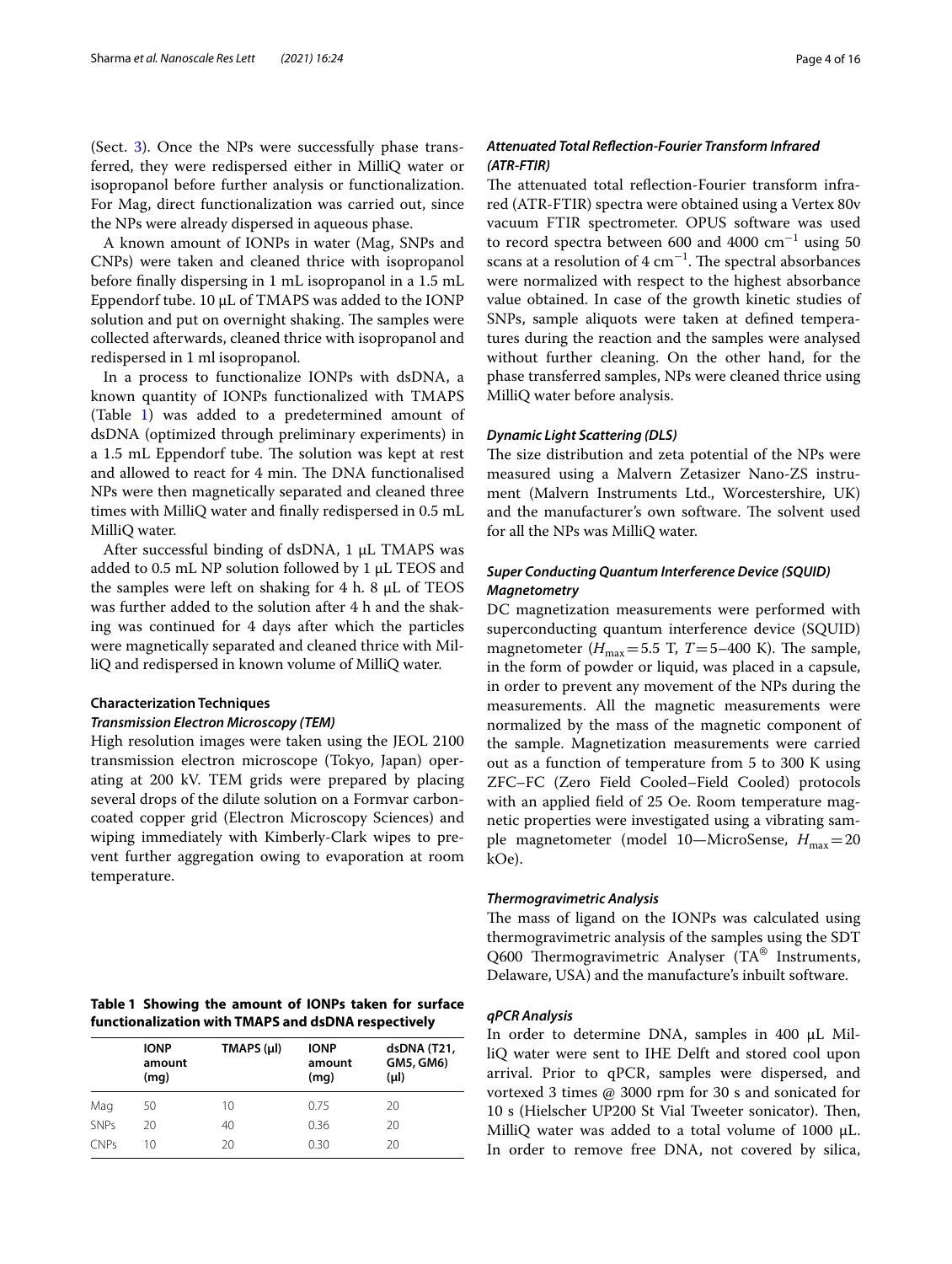(Sect. 3). Once the NPs were successfully phase transferred, they were redispersed either in MilliQ water or isopropanol before further analysis or functionalization. For Mag, direct functionalization was carried out, since the NPs were already dispersed in aqueous phase.

A known amount of IONPs in water (Mag, SNPs and CNPs) were taken and cleaned thrice with isopropanol before finally dispersing in 1 mL isopropanol in a 1.5 mL Eppendorf tube. 10 µL of TMAPS was added to the IONP solution and put on overnight shaking. The samples were collected afterwards, cleaned thrice with isopropanol and redispersed in 1 ml isopropanol.

In a process to functionalize IONPs with dsDNA, a known quantity of IONPs functionalized with TMAPS (Table 1) was added to a predetermined amount of dsDNA (optimized through preliminary experiments) in a 1.5 mL Eppendorf tube. The solution was kept at rest and allowed to react for 4 min. The DNA functionalised NPs were then magnetically separated and cleaned three times with MilliQ water and finally redispersed in 0.5 mL MilliQ water.

After successful binding of dsDNA, 1 µL TMAPS was added to 0.5 mL NP solution followed by 1 µL TEOS and the samples were left on shaking for 4 h. 8 µL of TEOS was further added to the solution after 4 h and the shaking was continued for 4 days after which the particles were magnetically separated and cleaned thrice with MilliQ and redispersed in known volume of MilliQ water.

### Characterization Techniques

#### *Transmission Electron Microscopy (TEM)*

High resolution images were taken using the JEOL 2100 transmission electron microscope (Tokyo, Japan) operating at 200 kV. TEM grids were prepared by placing several drops of the dilute solution on a Formvar carbon-coated copper grid (Electron Microscopy Sciences) and wiping immediately with Kimberly-Clark wipes to prevent further aggregation owing to evaporation at room temperature.

**Table 1 Showing the amount of IONPs taken for surface functionalization with TMAPS and dsDNA respectively**

| | IONP amount (mg) | TMAPS (µl) | IONP amount (mg) | dsDNA (T21, GM5, GM6) (µl) |
|---|---|---|---|---|
| Mag | 50 | 10 | 0.75 | 20 |
| SNPs | 20 | 40 | 0.36 | 20 |
| CNPs | 10 | 20 | 0.30 | 20 |

#### *Attenuated Total Reflection-Fourier Transform Infrared (ATR-FTIR)*

The attenuated total reflection-Fourier transform infrared (ATR-FTIR) spectra were obtained using a Vertex 80v vacuum FTIR spectrometer. OPUS software was used to record spectra between 600 and 4000 $cm^{-1}$ using 50 scans at a resolution of 4 $cm^{-1}$. The spectral absorbances were normalized with respect to the highest absorbance value obtained. In case of the growth kinetic studies of SNPs, sample aliquots were taken at defined temperatures during the reaction and the samples were analysed without further cleaning. On the other hand, for the phase transferred samples, NPs were cleaned thrice using MilliQ water before analysis.

#### *Dynamic Light Scattering (DLS)*

The size distribution and zeta potential of the NPs were measured using a Malvern Zetasizer Nano-ZS instrument (Malvern Instruments Ltd., Worcestershire, UK) and the manufacturer's own software. The solvent used for all the NPs was MilliQ water.

#### *Super Conducting Quantum Interference Device (SQUID) Magnetometry*

DC magnetization measurements were performed with superconducting quantum interference device (SQUID) magnetometer ($H_{max}$ = 5.5 T, $T$ = 5–400 K). The sample, in the form of powder or liquid, was placed in a capsule, in order to prevent any movement of the NPs during the measurements. All the magnetic measurements were normalized by the mass of the magnetic component of the sample. Magnetization measurements were carried out as a function of temperature from 5 to 300 K using ZFC–FC (Zero Field Cooled–Field Cooled) protocols with an applied field of 25 Oe. Room temperature magnetic properties were investigated using a vibrating sample magnetometer (model 10—MicroSense, $H_{max}$ = 20 kOe).

#### *Thermogravimetric Analysis*

The mass of ligand on the IONPs was calculated using thermogravimetric analysis of the samples using the SDT Q600 Thermogravimetric Analyser (TA® Instruments, Delaware, USA) and the manufacture's inbuilt software.

#### *qPCR Analysis*

In order to determine DNA, samples in 400 µL MilliQ water were sent to IHE Delft and stored cool upon arrival. Prior to qPCR, samples were dispersed, and vortexed 3 times @ 3000 rpm for 30 s and sonicated for 10 s (Hielscher UP200 St Vial Tweeter sonicator). Then, MilliQ water was added to a total volume of 1000 µL. In order to remove free DNA, not covered by silica,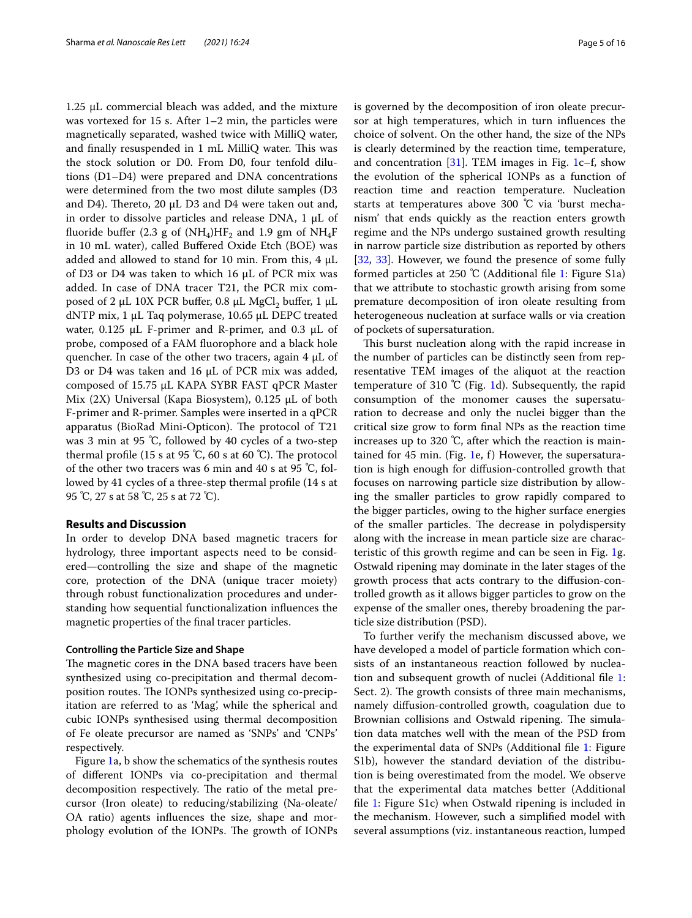1.25 μL commercial bleach was added, and the mixture was vortexed for 15 s. After 1–2 min, the particles were magnetically separated, washed twice with MilliQ water, and finally resuspended in 1 mL MilliQ water. This was the stock solution or D0. From D0, four tenfold dilutions (D1–D4) were prepared and DNA concentrations were determined from the two most dilute samples (D3 and D4). Thereto, 20 μL D3 and D4 were taken out and, in order to dissolve particles and release DNA, 1 μL of fluoride buffer (2.3 g of $(NH_4)HF_2$ and 1.9 gm of $NH_4F$ in 10 mL water), called Buffered Oxide Etch (BOE) was added and allowed to stand for 10 min. From this, 4 μL of D3 or D4 was taken to which 16 μL of PCR mix was added. In case of DNA tracer T21, the PCR mix composed of 2 μL 10X PCR buffer, 0.8 μL $MgCl_2$ buffer, 1 μL dNTP mix, 1 μL Taq polymerase, 10.65 μL DEPC treated water, 0.125 μL F-primer and R-primer, and 0.3 μL of probe, composed of a FAM fluorophore and a black hole quencher. In case of the other two tracers, again 4 μL of D3 or D4 was taken and 16 μL of PCR mix was added, composed of 15.75 μL KAPA SYBR FAST qPCR Master Mix (2X) Universal (Kapa Biosystem), 0.125 μL of both F-primer and R-primer. Samples were inserted in a qPCR apparatus (BioRad Mini-Opticon). The protocol of T21 was 3 min at 95 ℃, followed by 40 cycles of a two-step thermal profile (15 s at 95 ℃, 60 s at 60 ℃). The protocol of the other two tracers was 6 min and 40 s at 95 ℃, followed by 41 cycles of a three-step thermal profile (14 s at 95 ℃, 27 s at 58 ℃, 25 s at 72 ℃).

## Results and Discussion

In order to develop DNA based magnetic tracers for hydrology, three important aspects need to be considered—controlling the size and shape of the magnetic core, protection of the DNA (unique tracer moiety) through robust functionalization procedures and understanding how sequential functionalization influences the magnetic properties of the final tracer particles.

### Controlling the Particle Size and Shape

The magnetic cores in the DNA based tracers have been synthesized using co-precipitation and thermal decomposition routes. The IONPs synthesized using co-precipitation are referred to as 'Mag', while the spherical and cubic IONPs synthesised using thermal decomposition of Fe oleate precursor are named as 'SNPs' and 'CNPs' respectively.

Figure 1a, b show the schematics of the synthesis routes of different IONPs via co-precipitation and thermal decomposition respectively. The ratio of the metal precursor (Iron oleate) to reducing/stabilizing (Na-oleate/OA ratio) agents influences the size, shape and morphology evolution of the IONPs. The growth of IONPs is governed by the decomposition of iron oleate precursor at high temperatures, which in turn influences the choice of solvent. On the other hand, the size of the NPs is clearly determined by the reaction time, temperature, and concentration [31]. TEM images in Fig. 1c–f, show the evolution of the spherical IONPs as a function of reaction time and reaction temperature. Nucleation starts at temperatures above 300 ℃ via 'burst mechanism' that ends quickly as the reaction enters growth regime and the NPs undergo sustained growth resulting in narrow particle size distribution as reported by others [32, 33]. However, we found the presence of some fully formed particles at 250 ℃ (Additional file 1: Figure S1a) that we attribute to stochastic growth arising from some premature decomposition of iron oleate resulting from heterogeneous nucleation at surface walls or via creation of pockets of supersaturation.

This burst nucleation along with the rapid increase in the number of particles can be distinctly seen from representative TEM images of the aliquot at the reaction temperature of 310 ℃ (Fig. 1d). Subsequently, the rapid consumption of the monomer causes the supersaturation to decrease and only the nuclei bigger than the critical size grow to form final NPs as the reaction time increases up to 320 ℃, after which the reaction is maintained for 45 min. (Fig. 1e, f) However, the supersaturation is high enough for diffusion-controlled growth that focuses on narrowing particle size distribution by allowing the smaller particles to grow rapidly compared to the bigger particles, owing to the higher surface energies of the smaller particles. The decrease in polydispersity along with the increase in mean particle size are characteristic of this growth regime and can be seen in Fig. 1g. Ostwald ripening may dominate in the later stages of the growth process that acts contrary to the diffusion-controlled growth as it allows bigger particles to grow on the expense of the smaller ones, thereby broadening the particle size distribution (PSD).

To further verify the mechanism discussed above, we have developed a model of particle formation which consists of an instantaneous reaction followed by nucleation and subsequent growth of nuclei (Additional file 1: Sect. 2). The growth consists of three main mechanisms, namely diffusion-controlled growth, coagulation due to Brownian collisions and Ostwald ripening. The simulation data matches well with the mean of the PSD from the experimental data of SNPs (Additional file 1: Figure S1b), however the standard deviation of the distribution is being overestimated from the model. We observe that the experimental data matches better (Additional file 1: Figure S1c) when Ostwald ripening is included in the mechanism. However, such a simplified model with several assumptions (viz. instantaneous reaction, lumped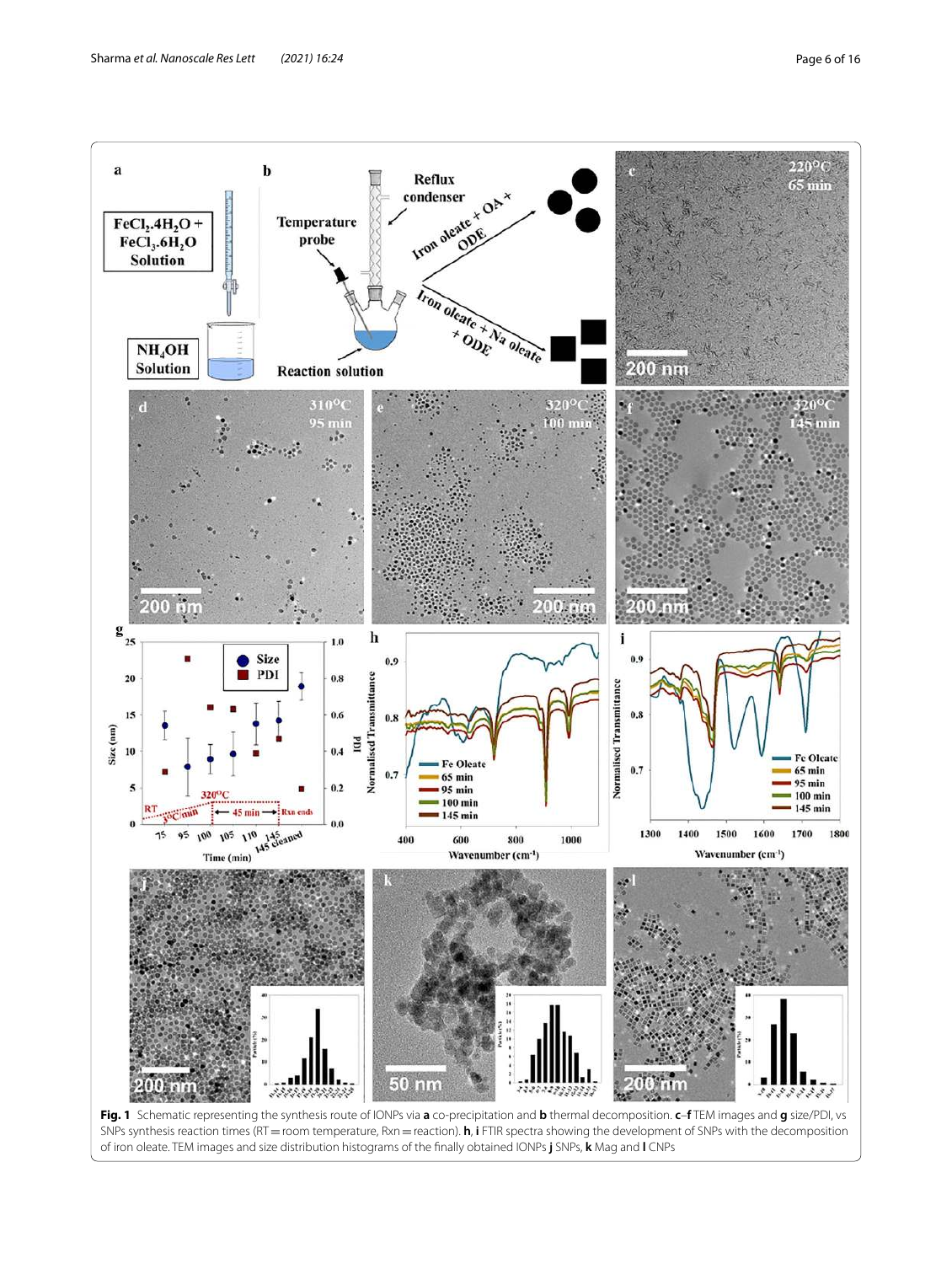**Fig. 1** Schematic representing the synthesis route of IONPs via **a** co-precipitation and **b** thermal decomposition. **c**–**f** TEM images and **g** size/PDI, vs SNPs synthesis reaction times (RT = room temperature, Rxn = reaction). **h**, **i** FTIR spectra showing the development of SNPs with the decomposition of iron oleate. TEM images and size distribution histograms of the finally obtained IONPs **j** SNPs, **k** Mag and **l** CNPs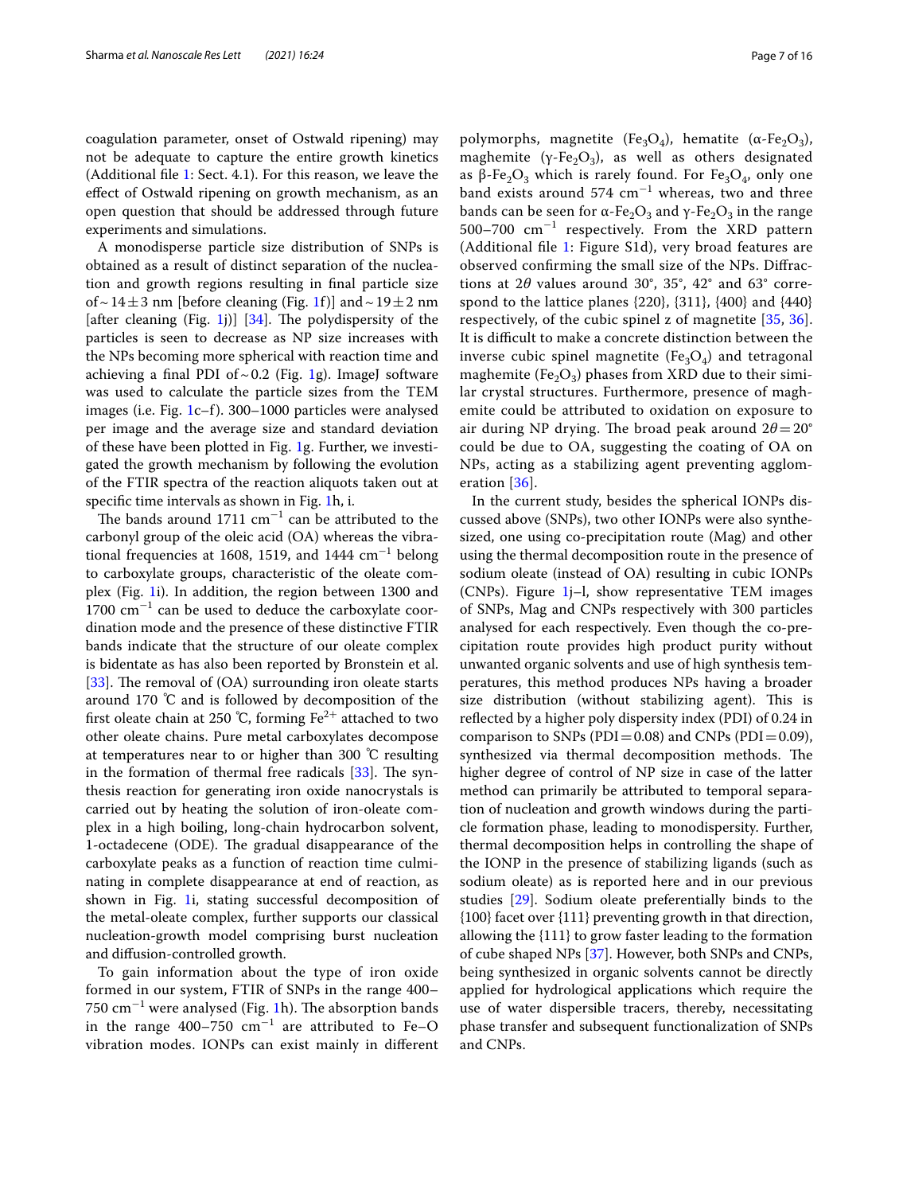coagulation parameter, onset of Ostwald ripening) may not be adequate to capture the entire growth kinetics (Additional file 1: Sect. 4.1). For this reason, we leave the effect of Ostwald ripening on growth mechanism, as an open question that should be addressed through future experiments and simulations.

A monodisperse particle size distribution of SNPs is obtained as a result of distinct separation of the nucleation and growth regions resulting in final particle size of ~ 14 ± 3 nm [before cleaning (Fig. 1f)] and ~ 19 ± 2 nm [after cleaning (Fig. 1j)] [34]. The polydispersity of the particles is seen to decrease as NP size increases with the NPs becoming more spherical with reaction time and achieving a final PDI of ~ 0.2 (Fig. 1g). ImageJ software was used to calculate the particle sizes from the TEM images (i.e. Fig. 1c–f). 300–1000 particles were analysed per image and the average size and standard deviation of these have been plotted in Fig. 1g. Further, we investigated the growth mechanism by following the evolution of the FTIR spectra of the reaction aliquots taken out at specific time intervals as shown in Fig. 1h, i.

The bands around 1711 $cm^{-1}$ can be attributed to the carbonyl group of the oleic acid (OA) whereas the vibrational frequencies at 1608, 1519, and 1444 $cm^{-1}$ belong to carboxylate groups, characteristic of the oleate complex (Fig. 1i). In addition, the region between 1300 and 1700 $cm^{-1}$ can be used to deduce the carboxylate coordination mode and the presence of these distinctive FTIR bands indicate that the structure of our oleate complex is bidentate as has also been reported by Bronstein et al. [33]. The removal of (OA) surrounding iron oleate starts around 170 ℃ and is followed by decomposition of the first oleate chain at 250 ℃, forming $Fe^{2+}$ attached to two other oleate chains. Pure metal carboxylates decompose at temperatures near to or higher than 300 ℃ resulting in the formation of thermal free radicals [33]. The synthesis reaction for generating iron oxide nanocrystals is carried out by heating the solution of iron-oleate complex in a high boiling, long-chain hydrocarbon solvent, 1-octadecene (ODE). The gradual disappearance of the carboxylate peaks as a function of reaction time culminating in complete disappearance at end of reaction, as shown in Fig. 1i, stating successful decomposition of the metal-oleate complex, further supports our classical nucleation-growth model comprising burst nucleation and diffusion-controlled growth.

To gain information about the type of iron oxide formed in our system, FTIR of SNPs in the range 400–750 $cm^{-1}$ were analysed (Fig. 1h). The absorption bands in the range 400–750 $cm^{-1}$ are attributed to Fe–O vibration modes. IONPs can exist mainly in different polymorphs, magnetite ($Fe_3O_4$), hematite ($\alpha$-$Fe_2O_3$), maghemite ($\gamma$-$Fe_2O_3$), as well as others designated as $\beta$-$Fe_2O_3$ which is rarely found. For $Fe_3O_4$, only one band exists around 574 $cm^{-1}$ whereas, two and three bands can be seen for $\alpha$-$Fe_2O_3$ and $\gamma$-$Fe_2O_3$ in the range 500–700 $cm^{-1}$ respectively. From the XRD pattern (Additional file 1: Figure S1d), very broad features are observed confirming the small size of the NPs. Diffractions at $2\theta$ values around 30°, 35°, 42° and 63° correspond to the lattice planes {220}, {311}, {400} and {440} respectively, of the cubic spinel z of magnetite [35, 36]. It is difficult to make a concrete distinction between the inverse cubic spinel magnetite ($Fe_3O_4$) and tetragonal maghemite ($Fe_2O_3$) phases from XRD due to their similar crystal structures. Furthermore, presence of maghemite could be attributed to oxidation on exposure to air during NP drying. The broad peak around $2\theta = 20°$ could be due to OA, suggesting the coating of OA on NPs, acting as a stabilizing agent preventing agglomeration [36].

In the current study, besides the spherical IONPs discussed above (SNPs), two other IONPs were also synthesized, one using co-precipitation route (Mag) and other using the thermal decomposition route in the presence of sodium oleate (instead of OA) resulting in cubic IONPs (CNPs). Figure 1j–l, show representative TEM images of SNPs, Mag and CNPs respectively with 300 particles analysed for each respectively. Even though the co-precipitation route provides high product purity without unwanted organic solvents and use of high synthesis temperatures, this method produces NPs having a broader size distribution (without stabilizing agent). This is reflected by a higher poly dispersity index (PDI) of 0.24 in comparison to SNPs (PDI = 0.08) and CNPs (PDI = 0.09), synthesized via thermal decomposition methods. The higher degree of control of NP size in case of the latter method can primarily be attributed to temporal separation of nucleation and growth windows during the particle formation phase, leading to monodispersity. Further, thermal decomposition helps in controlling the shape of the IONP in the presence of stabilizing ligands (such as sodium oleate) as is reported here and in our previous studies [29]. Sodium oleate preferentially binds to the {100} facet over {111} preventing growth in that direction, allowing the {111} to grow faster leading to the formation of cube shaped NPs [37]. However, both SNPs and CNPs, being synthesized in organic solvents cannot be directly applied for hydrological applications which require the use of water dispersible tracers, thereby, necessitating phase transfer and subsequent functionalization of SNPs and CNPs.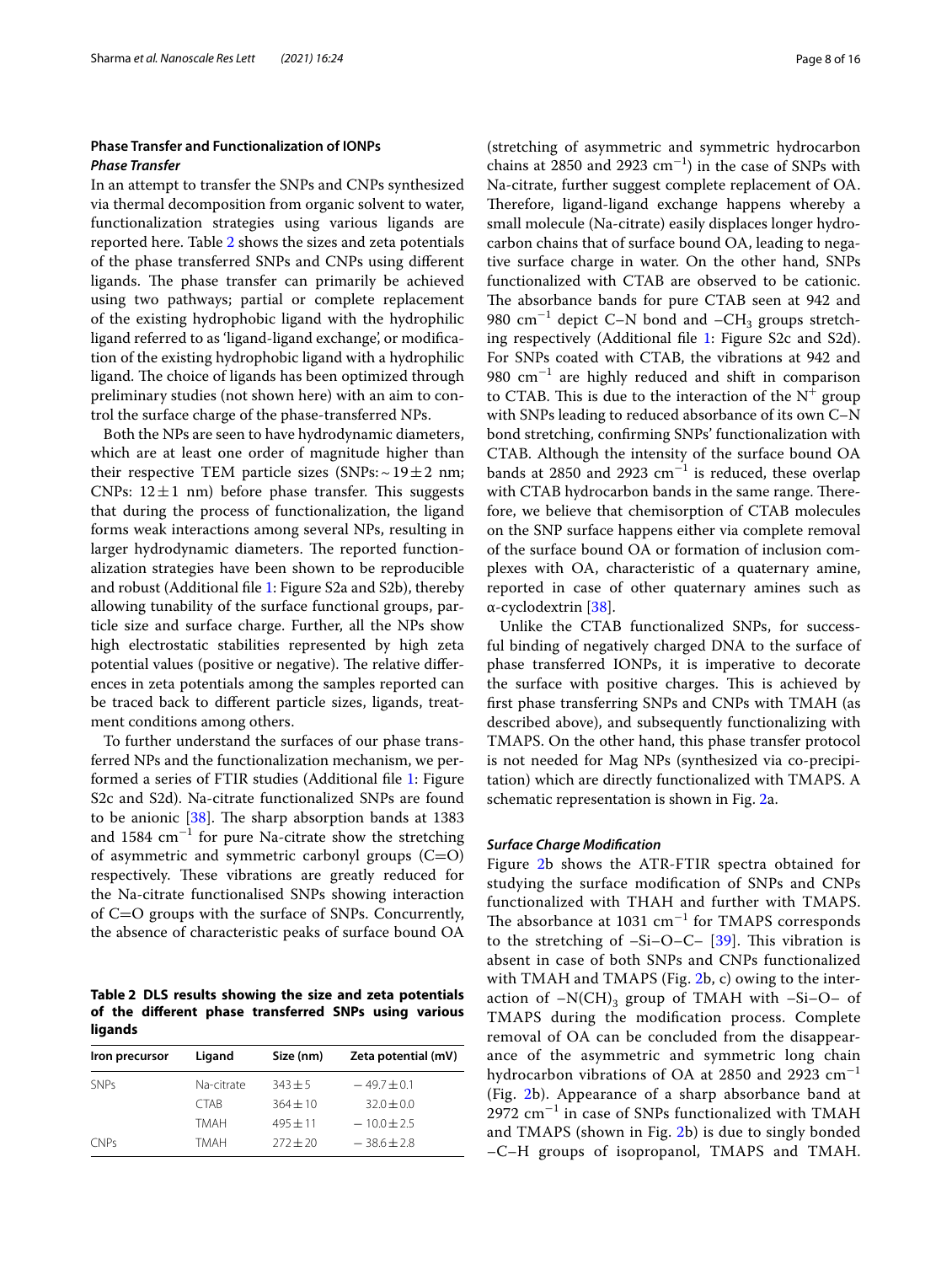### Phase Transfer and Functionalization of IONPs

#### *Phase Transfer*

In an attempt to transfer the SNPs and CNPs synthesized via thermal decomposition from organic solvent to water, functionalization strategies using various ligands are reported here. Table 2 shows the sizes and zeta potentials of the phase transferred SNPs and CNPs using different ligands. The phase transfer can primarily be achieved using two pathways; partial or complete replacement of the existing hydrophobic ligand with the hydrophilic ligand referred to as 'ligand-ligand exchange', or modification of the existing hydrophobic ligand with a hydrophilic ligand. The choice of ligands has been optimized through preliminary studies (not shown here) with an aim to control the surface charge of the phase-transferred NPs.

Both the NPs are seen to have hydrodynamic diameters, which are at least one order of magnitude higher than their respective TEM particle sizes (SNPs: ~ 19 ± 2 nm; CNPs: 12 ± 1 nm) before phase transfer. This suggests that during the process of functionalization, the ligand forms weak interactions among several NPs, resulting in larger hydrodynamic diameters. The reported functionalization strategies have been shown to be reproducible and robust (Additional file 1: Figure S2a and S2b), thereby allowing tunability of the surface functional groups, particle size and surface charge. Further, all the NPs show high electrostatic stabilities represented by high zeta potential values (positive or negative). The relative differences in zeta potentials among the samples reported can be traced back to different particle sizes, ligands, treatment conditions among others.

To further understand the surfaces of our phase transferred NPs and the functionalization mechanism, we performed a series of FTIR studies (Additional file 1: Figure S2c and S2d). Na-citrate functionalized SNPs are found to be anionic [38]. The sharp absorption bands at 1383 and 1584 $cm^{-1}$ for pure Na-citrate show the stretching of asymmetric and symmetric carbonyl groups (C=O) respectively. These vibrations are greatly reduced for the Na-citrate functionalised SNPs showing interaction of C=O groups with the surface of SNPs. Concurrently, the absence of characteristic peaks of surface bound OA (stretching of asymmetric and symmetric hydrocarbon chains at 2850 and 2923 $cm^{-1}$) in the case of SNPs with Na-citrate, further suggest complete replacement of OA. Therefore, ligand-ligand exchange happens whereby a small molecule (Na-citrate) easily displaces longer hydrocarbon chains that of surface bound OA, leading to negative surface charge in water. On the other hand, SNPs functionalized with CTAB are observed to be cationic. The absorbance bands for pure CTAB seen at 942 and 980 $cm^{-1}$ depict C–N bond and $-CH_3$ groups stretching respectively (Additional file 1: Figure S2c and S2d). For SNPs coated with CTAB, the vibrations at 942 and 980 $cm^{-1}$ are highly reduced and shift in comparison to CTAB. This is due to the interaction of the $N^+$ group with SNPs leading to reduced absorbance of its own C–N bond stretching, confirming SNPs' functionalization with CTAB. Although the intensity of the surface bound OA bands at 2850 and 2923 $cm^{-1}$ is reduced, these overlap with CTAB hydrocarbon bands in the same range. Therefore, we believe that chemisorption of CTAB molecules on the SNP surface happens either via complete removal of the surface bound OA or formation of inclusion complexes with OA, characteristic of a quaternary amine, reported in case of other quaternary amines such as α-cyclodextrin [38].

Unlike the CTAB functionalized SNPs, for successful binding of negatively charged DNA to the surface of phase transferred IONPs, it is imperative to decorate the surface with positive charges. This is achieved by first phase transferring SNPs and CNPs with TMAH (as described above), and subsequently functionalizing with TMAPS. On the other hand, this phase transfer protocol is not needed for Mag NPs (synthesized via co-precipitation) which are directly functionalized with TMAPS. A schematic representation is shown in Fig. 2a.

**Table 2 DLS results showing the size and zeta potentials of the different phase transferred SNPs using various ligands**

| Iron precursor | Ligand | Size (nm) | Zeta potential (mV) |
|---|---|---|---|
| SNPs | Na-citrate | 343 ± 5 | − 49.7 ± 0.1 |
| | CTAB | 364 ± 10 | 32.0 ± 0.0 |
| | TMAH | 495 ± 11 | − 10.0 ± 2.5 |
| CNPs | TMAH | 272 ± 20 | − 38.6 ± 2.8 |

#### *Surface Charge Modification*

Figure 2b shows the ATR-FTIR spectra obtained for studying the surface modification of SNPs and CNPs functionalized with THAH and further with TMAPS. The absorbance at 1031 $cm^{-1}$ for TMAPS corresponds to the stretching of –Si–O–C– [39]. This vibration is absent in case of both SNPs and CNPs functionalized with TMAH and TMAPS (Fig. 2b, c) owing to the interaction of $-N(CH)_3$ group of TMAH with –Si–O– of TMAPS during the modification process. Complete removal of OA can be concluded from the disappearance of the asymmetric and symmetric long chain hydrocarbon vibrations of OA at 2850 and 2923 $cm^{-1}$ (Fig. 2b). Appearance of a sharp absorbance band at 2972 $cm^{-1}$ in case of SNPs functionalized with TMAH and TMAPS (shown in Fig. 2b) is due to singly bonded –C–H groups of isopropanol, TMAPS and TMAH.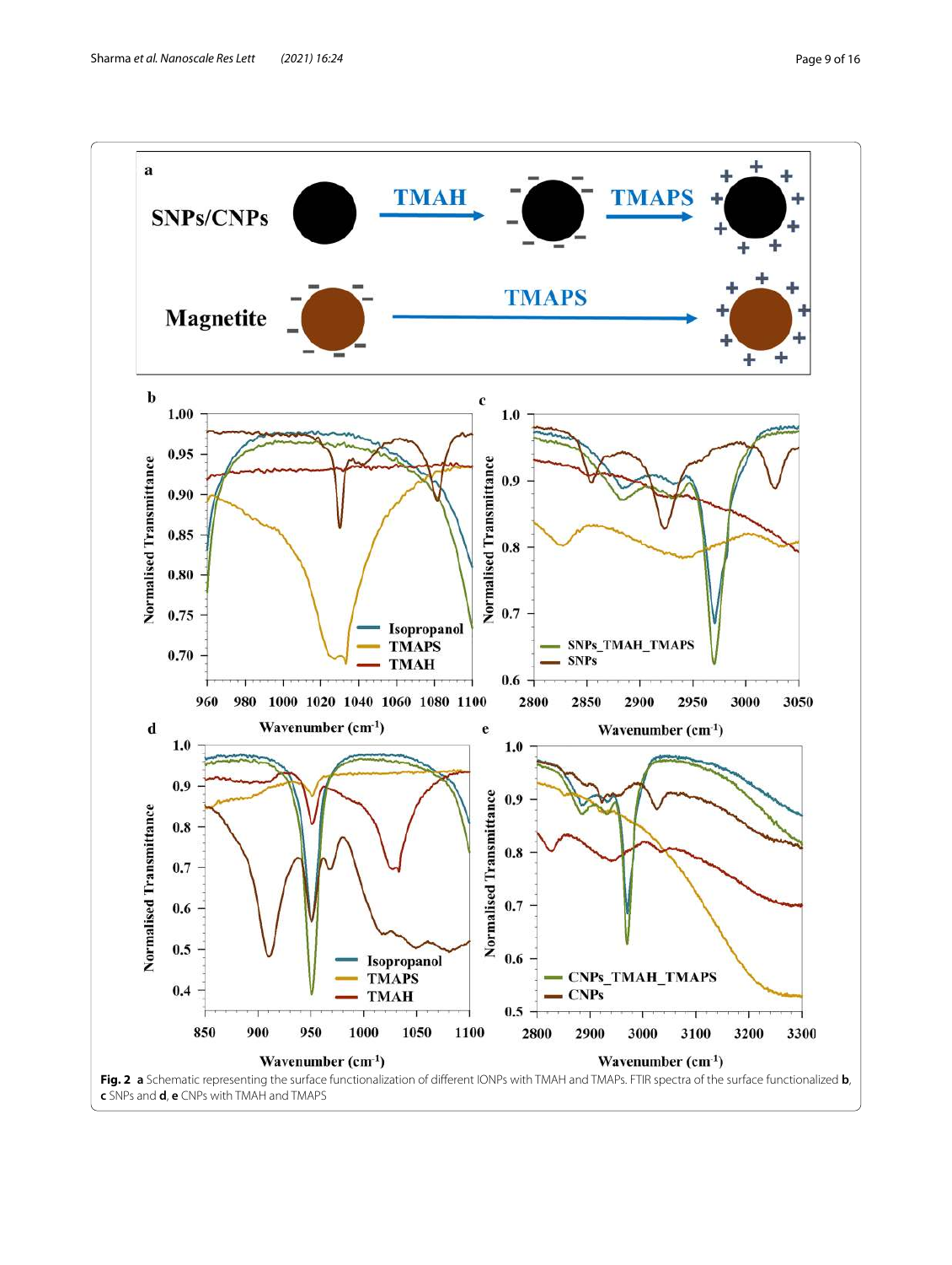**Fig. 2** **a** Schematic representing the surface functionalization of different IONPs with TMAH and TMAPs. FTIR spectra of the surface functionalized **b**, **c** SNPs and **d**, **e** CNPs with TMAH and TMAPS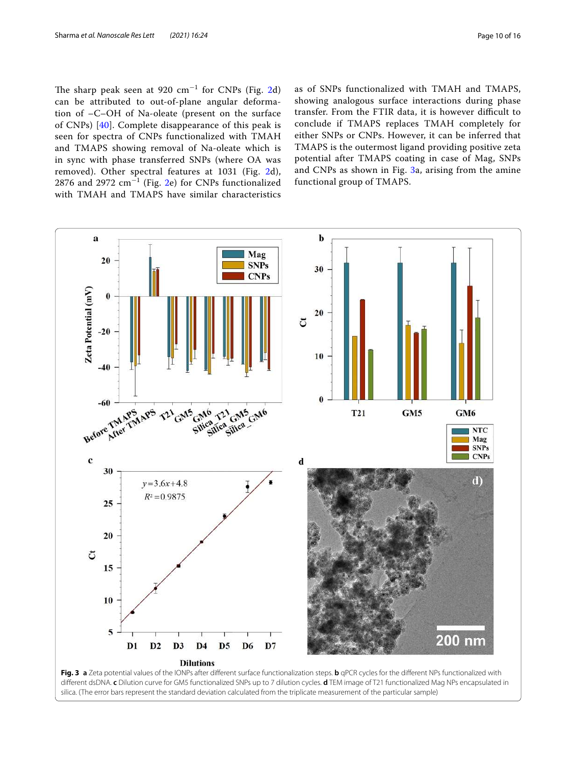The sharp peak seen at 920 $cm^{-1}$ for CNPs (Fig. 2d) can be attributed to out-of-plane angular deformation of –C–OH of Na-oleate (present on the surface of CNPs) [40]. Complete disappearance of this peak is seen for spectra of CNPs functionalized with TMAH and TMAPS showing removal of Na-oleate which is in sync with phase transferred SNPs (where OA was removed). Other spectral features at 1031 (Fig. 2d), 2876 and 2972 $cm^{-1}$ (Fig. 2e) for CNPs functionalized with TMAH and TMAPS have similar characteristics as of SNPs functionalized with TMAH and TMAPS, showing analogous surface interactions during phase transfer. From the FTIR data, it is however difficult to conclude if TMAPS replaces TMAH completely for either SNPs or CNPs. However, it can be inferred that TMAPS is the outermost ligand providing positive zeta potential after TMAPS coating in case of Mag, SNPs and CNPs as shown in Fig. 3a, arising from the amine functional group of TMAPS.

**Fig. 3** **a** Zeta potential values of the IONPs after different surface functionalization steps. **b** qPCR cycles for the different NPs functionalized with different dsDNA. **c** Dilution curve for GM5 functionalized SNPs up to 7 dilution cycles. **d** TEM image of T21 functionalized Mag NPs encapsulated in silica. (The error bars represent the standard deviation calculated from the triplicate measurement of the particular sample)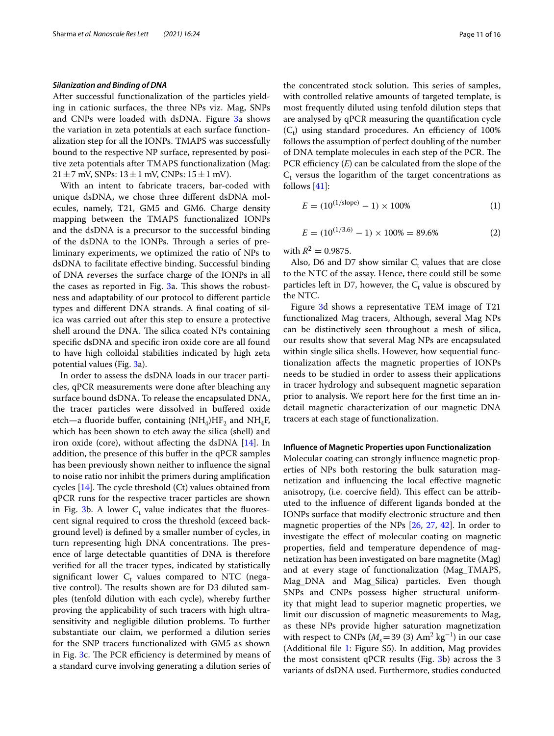### *Silanization and Binding of DNA*

After successful functionalization of the particles yielding in cationic surfaces, the three NPs viz. Mag, SNPs and CNPs were loaded with dsDNA. Figure 3a shows the variation in zeta potentials at each surface functionalization step for all the IONPs. TMAPS was successfully bound to the respective NP surface, represented by positive zeta potentials after TMAPS functionalization (Mag: 21 ± 7 mV, SNPs: 13 ± 1 mV, CNPs: 15 ± 1 mV).

With an intent to fabricate tracers, bar-coded with unique dsDNA, we chose three different dsDNA molecules, namely, T21, GM5 and GM6. Charge density mapping between the TMAPS functionalized IONPs and the dsDNA is a precursor to the successful binding of the dsDNA to the IONPs. Through a series of preliminary experiments, we optimized the ratio of NPs to dsDNA to facilitate effective binding. Successful binding of DNA reverses the surface charge of the IONPs in all the cases as reported in Fig. 3a. This shows the robustness and adaptability of our protocol to different particle types and different DNA strands. A final coating of silica was carried out after this step to ensure a protective shell around the DNA. The silica coated NPs containing specific dsDNA and specific iron oxide core are all found to have high colloidal stabilities indicated by high zeta potential values (Fig. 3a).

In order to assess the dsDNA loads in our tracer particles, qPCR measurements were done after bleaching any surface bound dsDNA. To release the encapsulated DNA, the tracer particles were dissolved in buffered oxide etch—a fluoride buffer, containing $(NH_4)HF_2$ and $NH_4F$, which has been shown to etch away the silica (shell) and iron oxide (core), without affecting the dsDNA [14]. In addition, the presence of this buffer in the qPCR samples has been previously shown neither to influence the signal to noise ratio nor inhibit the primers during amplification cycles [14]. The cycle threshold (Ct) values obtained from qPCR runs for the respective tracer particles are shown in Fig. 3b. A lower $C_t$ value indicates that the fluorescent signal required to cross the threshold (exceed background level) is defined by a smaller number of cycles, in turn representing high DNA concentrations. The presence of large detectable quantities of DNA is therefore verified for all the tracer types, indicated by statistically significant lower $C_t$ values compared to NTC (negative control). The results shown are for D3 diluted samples (tenfold dilution with each cycle), whereby further proving the applicability of such tracers with high ultrasensitivity and negligible dilution problems. To further substantiate our claim, we performed a dilution series for the SNP tracers functionalized with GM5 as shown in Fig. 3c. The PCR efficiency is determined by means of a standard curve involving generating a dilution series of the concentrated stock solution. This series of samples, with controlled relative amounts of targeted template, is most frequently diluted using tenfold dilution steps that are analysed by qPCR measuring the quantification cycle ($C_t$) using standard procedures. An efficiency of 100% follows the assumption of perfect doubling of the number of DNA template molecules in each step of the PCR. The PCR efficiency (*E*) can be calculated from the slope of the $C_t$ versus the logarithm of the target concentrations as follows [41]:

$$E = (10^{(1/\text{slope})} - 1) \times 100\% \tag{1}$$

$$E = (10^{(1/3.6)} - 1) \times 100\% = 89.6\% \tag{2}$$

with $R^2 = 0.9875$.

Also, D6 and D7 show similar $C_t$ values that are close to the NTC of the assay. Hence, there could still be some particles left in D7, however, the $C_t$ value is obscured by the NTC.

Figure 3d shows a representative TEM image of T21 functionalized Mag tracers, Although, several Mag NPs can be distinctively seen throughout a mesh of silica, our results show that several Mag NPs are encapsulated within single silica shells. However, how sequential functionalization affects the magnetic properties of IONPs needs to be studied in order to assess their applications in tracer hydrology and subsequent magnetic separation prior to analysis. We report here for the first time an in-detail magnetic characterization of our magnetic DNA tracers at each stage of functionalization.

#### **Influence of Magnetic Properties upon Functionalization**

Molecular coating can strongly influence magnetic properties of NPs both restoring the bulk saturation magnetization and influencing the local effective magnetic anisotropy, (i.e. coercive field). This effect can be attributed to the influence of different ligands bonded at the IONPs surface that modify electronic structure and then magnetic properties of the NPs [26, 27, 42]. In order to investigate the effect of molecular coating on magnetic properties, field and temperature dependence of magnetization has been investigated on bare magnetite (Mag) and at every stage of functionalization (Mag_TMAPS, Mag_DNA and Mag_Silica) particles. Even though SNPs and CNPs possess higher structural uniformity that might lead to superior magnetic properties, we limit our discussion of magnetic measurements to Mag, as these NPs provide higher saturation magnetization with respect to CNPs ($M_s$ = 39 (3) $Am^2\ kg^{-1}$) in our case (Additional file 1: Figure S5). In addition, Mag provides the most consistent qPCR results (Fig. 3b) across the 3 variants of dsDNA used. Furthermore, studies conducted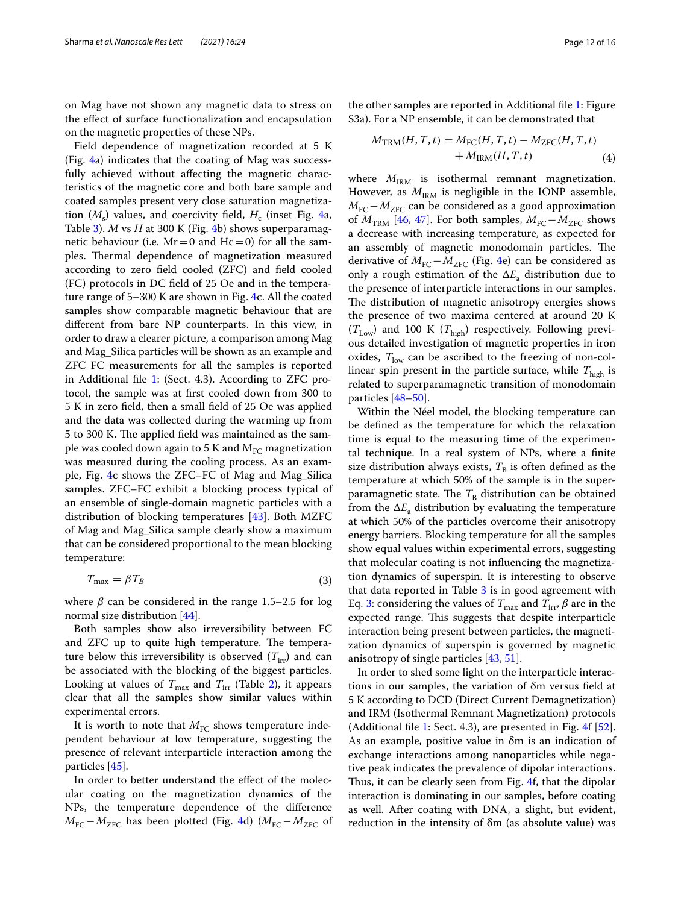on Mag have not shown any magnetic data to stress on the effect of surface functionalization and encapsulation on the magnetic properties of these NPs.

Field dependence of magnetization recorded at 5 K (Fig. 4a) indicates that the coating of Mag was successfully achieved without affecting the magnetic characteristics of the magnetic core and both bare sample and coated samples present very close saturation magnetization ($M_s$) values, and coercivity field, $H_c$ (inset Fig. 4a, Table 3). $M$ vs $H$ at 300 K (Fig. 4b) shows superparamagnetic behaviour (i.e. Mr = 0 and Hc = 0) for all the samples. Thermal dependence of magnetization measured according to zero field cooled (ZFC) and field cooled (FC) protocols in DC field of 25 Oe and in the temperature range of 5–300 K are shown in Fig. 4c. All the coated samples show comparable magnetic behaviour that are different from bare NP counterparts. In this view, in order to draw a clearer picture, a comparison among Mag and Mag_Silica particles will be shown as an example and ZFC FC measurements for all the samples is reported in Additional file 1: (Sect. 4.3). According to ZFC protocol, the sample was at first cooled down from 300 to 5 K in zero field, then a small field of 25 Oe was applied and the data was collected during the warming up from 5 to 300 K. The applied field was maintained as the sample was cooled down again to 5 K and $M_{FC}$ magnetization was measured during the cooling process. As an example, Fig. 4c shows the ZFC–FC of Mag and Mag_Silica samples. ZFC–FC exhibit a blocking process typical of an ensemble of single-domain magnetic particles with a distribution of blocking temperatures [43]. Both MZFC of Mag and Mag_Silica sample clearly show a maximum that can be considered proportional to the mean blocking temperature:

$$T_{\max} = \beta T_B \tag{3}$$

where $\beta$ can be considered in the range 1.5–2.5 for log normal size distribution [44].

Both samples show also irreversibility between FC and ZFC up to quite high temperature. The temperature below this irreversibility is observed ($T_{irr}$) and can be associated with the blocking of the biggest particles. Looking at values of $T_{max}$ and $T_{irr}$ (Table 2), it appears clear that all the samples show similar values within experimental errors.

It is worth to note that $M_{FC}$ shows temperature independent behaviour at low temperature, suggesting the presence of relevant interparticle interaction among the particles [45].

In order to better understand the effect of the molecular coating on the magnetization dynamics of the NPs, the temperature dependence of the difference $M_{FC} - M_{ZFC}$ has been plotted (Fig. 4d) ($M_{FC} - M_{ZFC}$ of the other samples are reported in Additional file 1: Figure S3a). For a NP ensemble, it can be demonstrated that

$$M_{\mathrm{TRM}}(H,T,t) = M_{\mathrm{FC}}(H,T,t) - M_{\mathrm{ZFC}}(H,T,t) + M_{\mathrm{IRM}}(H,T,t) \tag{4}$$

where $M_{IRM}$ is isothermal remnant magnetization. However, as $M_{IRM}$ is negligible in the IONP assemble, $M_{FC} - M_{ZFC}$ can be considered as a good approximation of $M_{TRM}$ [46, 47]. For both samples, $M_{FC} - M_{ZFC}$ shows a decrease with increasing temperature, as expected for an assembly of magnetic monodomain particles. The derivative of $M_{FC} - M_{ZFC}$ (Fig. 4e) can be considered as only a rough estimation of the $\Delta E_a$ distribution due to the presence of interparticle interactions in our samples. The distribution of magnetic anisotropy energies shows the presence of two maxima centered at around 20 K ($T_{Low}$) and 100 K ($T_{high}$) respectively. Following previous detailed investigation of magnetic properties in iron oxides, $T_{low}$ can be ascribed to the freezing of non-collinear spin present in the particle surface, while $T_{high}$ is related to superparamagnetic transition of monodomain particles [48–50].

Within the Néel model, the blocking temperature can be defined as the temperature for which the relaxation time is equal to the measuring time of the experimental technique. In a real system of NPs, where a finite size distribution always exists, $T_B$ is often defined as the temperature at which 50% of the sample is in the superparamagnetic state. The $T_B$ distribution can be obtained from the $\Delta E_a$ distribution by evaluating the temperature at which 50% of the particles overcome their anisotropy energy barriers. Blocking temperature for all the samples show equal values within experimental errors, suggesting that molecular coating is not influencing the magnetization dynamics of superspin. It is interesting to observe that data reported in Table 3 is in good agreement with Eq. 3: considering the values of $T_{max}$ and $T_{irr}$, $\beta$ are in the expected range. This suggests that despite interparticle interaction being present between particles, the magnetization dynamics of superspin is governed by magnetic anisotropy of single particles [43, 51].

In order to shed some light on the interparticle interactions in our samples, the variation of δm versus field at 5 K according to DCD (Direct Current Demagnetization) and IRM (Isothermal Remnant Magnetization) protocols (Additional file 1: Sect. 4.3), are presented in Fig. 4f [52]. As an example, positive value in δm is an indication of exchange interactions among nanoparticles while negative peak indicates the prevalence of dipolar interactions. Thus, it can be clearly seen from Fig. 4f, that the dipolar interaction is dominating in our samples, before coating as well. After coating with DNA, a slight, but evident, reduction in the intensity of δm (as absolute value) was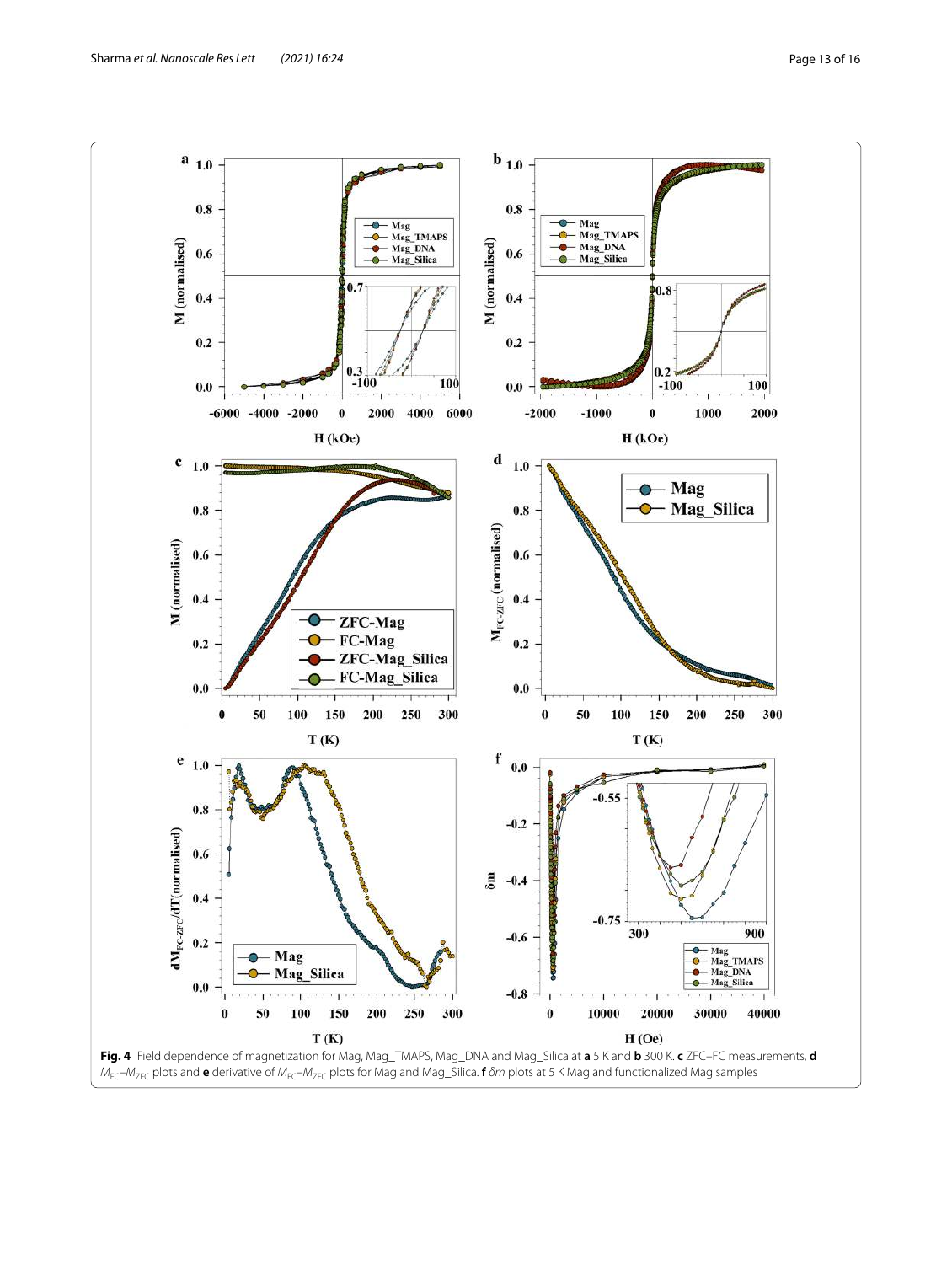**Fig. 4** Field dependence of magnetization for Mag, Mag_TMAPS, Mag_DNA and Mag_Silica at **a** 5 K and **b** 300 K. **c** ZFC–FC measurements, **d** $M_{FC}$–$M_{ZFC}$ plots and **e** derivative of $M_{FC}$–$M_{ZFC}$ plots for Mag and Mag_Silica. **f** $\delta m$ plots at 5 K Mag and functionalized Mag samples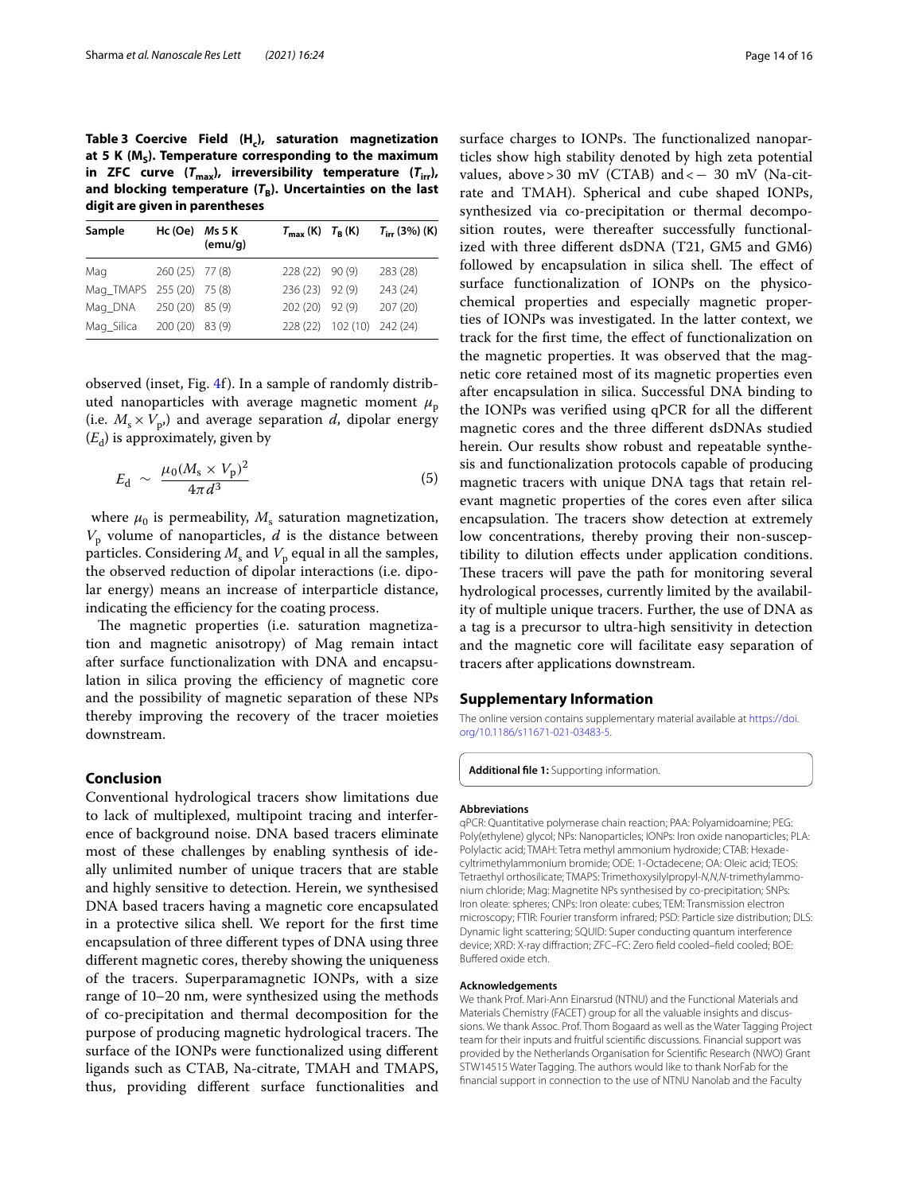**Table 3 Coercive Field ($H_c$), saturation magnetization at 5 K ($M_S$). Temperature corresponding to the maximum in ZFC curve ($T_{max}$), irreversibility temperature ($T_{irr}$), and blocking temperature ($T_B$). Uncertainties on the last digit are given in parentheses**

| Sample | Hc (Oe) | *Ms* 5 K (emu/g) | $T_{max}$ (K) | $T_B$ (K) | $T_{irr}$ (3%) (K) |
|---|---|---|---|---|---|
| Mag | 260 (25) | 77 (8) | 228 (22) | 90 (9) | 283 (28) |
| Mag_TMAPS | 255 (20) | 75 (8) | 236 (23) | 92 (9) | 243 (24) |
| Mag_DNA | 250 (20) | 85 (9) | 202 (20) | 92 (9) | 207 (20) |
| Mag_Silica | 200 (20) | 83 (9) | 228 (22) | 102 (10) | 242 (24) |

observed (inset, Fig. 4f). In a sample of randomly distributed nanoparticles with average magnetic moment $\mu_p$ (i.e. $M_s \times V_p$) and average separation $d$, dipolar energy ($E_d$) is approximately, given by

$$E_d \sim \frac{\mu_0 (M_s \times V_p)^2}{4\pi d^3} \tag{5}$$

where $\mu_0$ is permeability, $M_s$ saturation magnetization, $V_p$ volume of nanoparticles, $d$ is the distance between particles. Considering $M_s$ and $V_p$ equal in all the samples, the observed reduction of dipolar interactions (i.e. dipolar energy) means an increase of interparticle distance, indicating the efficiency for the coating process.

The magnetic properties (i.e. saturation magnetization and magnetic anisotropy) of Mag remain intact after surface functionalization with DNA and encapsulation in silica proving the efficiency of magnetic core and the possibility of magnetic separation of these NPs thereby improving the recovery of the tracer moieties downstream.

## Conclusion

Conventional hydrological tracers show limitations due to lack of multiplexed, multipoint tracing and interference of background noise. DNA based tracers eliminate most of these challenges by enabling synthesis of ideally unlimited number of unique tracers that are stable and highly sensitive to detection. Herein, we synthesised DNA based tracers having a magnetic core encapsulated in a protective silica shell. We report for the first time encapsulation of three different types of DNA using three different magnetic cores, thereby showing the uniqueness of the tracers. Superparamagnetic IONPs, with a size range of 10–20 nm, were synthesized using the methods of co-precipitation and thermal decomposition for the purpose of producing magnetic hydrological tracers. The surface of the IONPs were functionalized using different ligands such as CTAB, Na-citrate, TMAH and TMAPS, thus, providing different surface functionalities and surface charges to IONPs. The functionalized nanoparticles show high stability denoted by high zeta potential values, above > 30 mV (CTAB) and < − 30 mV (Na-citrate and TMAH). Spherical and cube shaped IONPs, synthesized via co-precipitation or thermal decomposition routes, were thereafter successfully functionalized with three different dsDNA (T21, GM5 and GM6) followed by encapsulation in silica shell. The effect of surface functionalization of IONPs on the physicochemical properties and especially magnetic properties of IONPs was investigated. In the latter context, we track for the first time, the effect of functionalization on the magnetic properties. It was observed that the magnetic core retained most of its magnetic properties even after encapsulation in silica. Successful DNA binding to the IONPs was verified using qPCR for all the different magnetic cores and the three different dsDNAs studied herein. Our results show robust and repeatable synthesis and functionalization protocols capable of producing magnetic tracers with unique DNA tags that retain relevant magnetic properties of the cores even after silica encapsulation. The tracers show detection at extremely low concentrations, thereby proving their non-susceptibility to dilution effects under application conditions. These tracers will pave the path for monitoring several hydrological processes, currently limited by the availability of multiple unique tracers. Further, the use of DNA as a tag is a precursor to ultra-high sensitivity in detection and the magnetic core will facilitate easy separation of tracers after applications downstream.

## Supplementary Information

The online version contains supplementary material available at https://doi.org/10.1186/s11671-021-03483-5.

**Additional file 1:** Supporting information.

### Abbreviations

qPCR: Quantitative polymerase chain reaction; PAA: Polyamidoamine; PEG: Poly(ethylene) glycol; NPs: Nanoparticles; IONPs: Iron oxide nanoparticles; PLA: Polylactic acid; TMAH: Tetra methyl ammonium hydroxide; CTAB: Hexadecyltrimethylammonium bromide; ODE: 1-Octadecene; OA: Oleic acid; TEOS: Tetraethyl orthosilicate; TMAPS: Trimethoxysilylpropyl-*N,N,N*-trimethylammonium chloride; Mag: Magnetite NPs synthesised by co-precipitation; SNPs: Iron oleate: spheres; CNPs: Iron oleate: cubes; TEM: Transmission electron microscopy; FTIR: Fourier transform infrared; PSD: Particle size distribution; DLS: Dynamic light scattering; SQUID: Super conducting quantum interference device; XRD: X-ray diffraction; ZFC–FC: Zero field cooled–field cooled; BOE: Buffered oxide etch.

### Acknowledgements

We thank Prof. Mari-Ann Einarsrud (NTNU) and the Functional Materials and Materials Chemistry (FACET) group for all the valuable insights and discussions. We thank Assoc. Prof. Thom Bogaard as well as the Water Tagging Project team for their inputs and fruitful scientific discussions. Financial support was provided by the Netherlands Organisation for Scientific Research (NWO) Grant STW14515 Water Tagging. The authors would like to thank NorFab for the financial support in connection to the use of NTNU Nanolab and the Faculty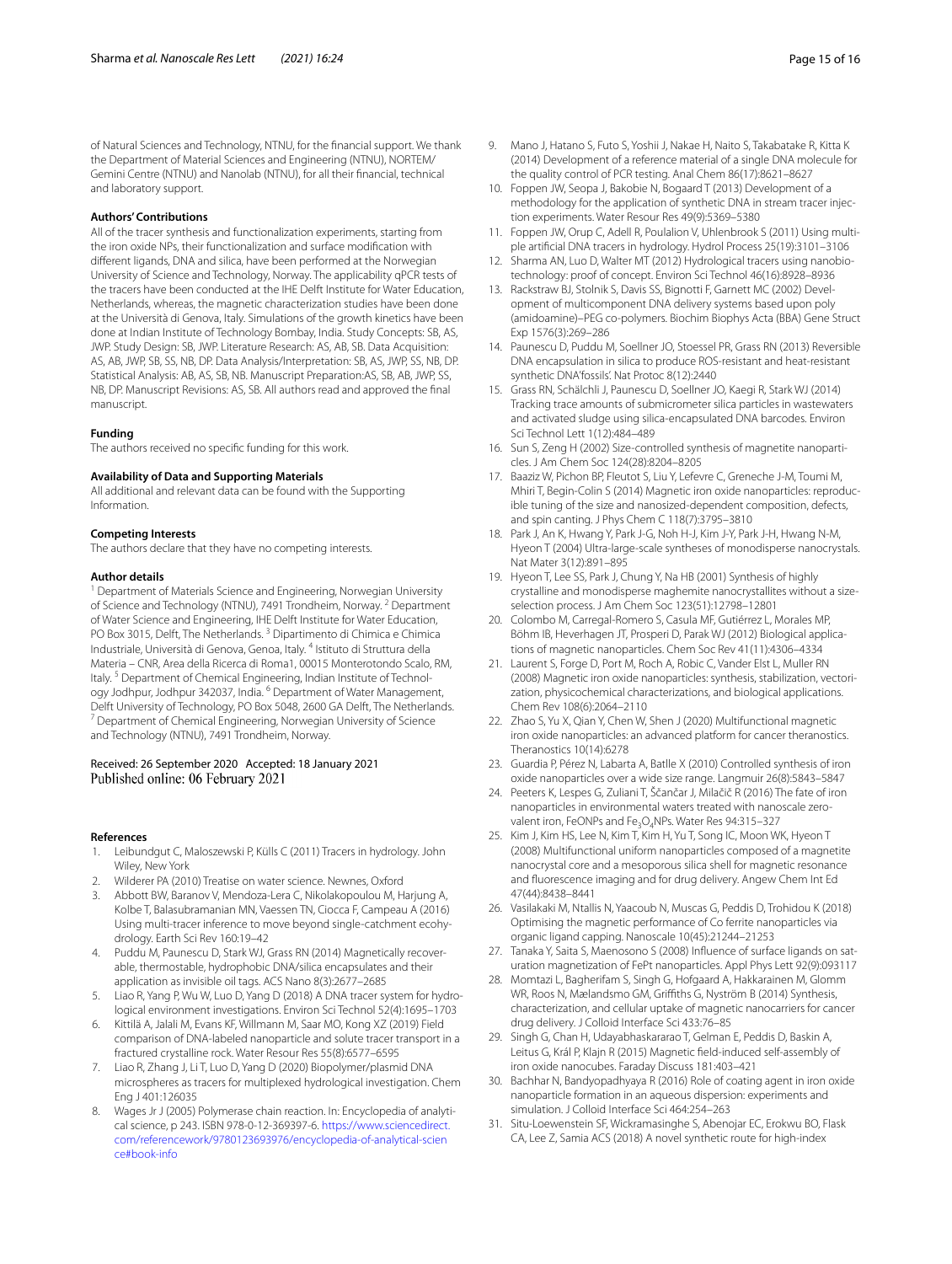of Natural Sciences and Technology, NTNU, for the financial support. We thank the Department of Material Sciences and Engineering (NTNU), NORTEM/Gemini Centre (NTNU) and Nanolab (NTNU), for all their financial, technical and laboratory support.

### Authors' Contributions

All of the tracer synthesis and functionalization experiments, starting from the iron oxide NPs, their functionalization and surface modification with different ligands, DNA and silica, have been performed at the Norwegian University of Science and Technology, Norway. The applicability qPCR tests of the tracers have been conducted at the IHE Delft Institute for Water Education, Netherlands, whereas, the magnetic characterization studies have been done at the Università di Genova, Italy. Simulations of the growth kinetics have been done at Indian Institute of Technology Bombay, India. Study Concepts: SB, AS, JWP. Study Design: SB, JWP. Literature Research: AS, AB, SB. Data Acquisition: AS, AB, JWP, SB, SS, NB, DP. Data Analysis/Interpretation: SB, AS, JWP, SS, NB, DP. Statistical Analysis: AB, AS, SB, NB. Manuscript Preparation:AS, SB, AB, JWP, SS, NB, DP. Manuscript Revisions: AS, SB. All authors read and approved the final manuscript.

### Funding

The authors received no specific funding for this work.

### Availability of Data and Supporting Materials

All additional and relevant data can be found with the Supporting Information.

### Competing Interests

The authors declare that they have no competing interests.

### Author details

[1] Department of Materials Science and Engineering, Norwegian University of Science and Technology (NTNU), 7491 Trondheim, Norway. [2] Department of Water Science and Engineering, IHE Delft Institute for Water Education, PO Box 3015, Delft, The Netherlands. [3] Dipartimento di Chimica e Chimica Industriale, Università di Genova, Genoa, Italy. [4] Istituto di Struttura della Materia – CNR, Area della Ricerca di Roma1, 00015 Monterotondo Scalo, RM, Italy. [5] Department of Chemical Engineering, Indian Institute of Technology Jodhpur, Jodhpur 342037, India. [6] Department of Water Management, Delft University of Technology, PO Box 5048, 2600 GA Delft, The Netherlands. [7] Department of Chemical Engineering, Norwegian University of Science and Technology (NTNU), 7491 Trondheim, Norway.

Received: 26 September 2020 Accepted: 18 January 2021
Published online: 06 February 2021

### References

1. Leibundgut C, Maloszewski P, Külls C (2011) Tracers in hydrology. John Wiley, New York
2. Wilderer PA (2010) Treatise on water science. Newnes, Oxford
3. Abbott BW, Baranov V, Mendoza-Lera C, Nikolakopoulou M, Harjung A, Kolbe T, Balasubramanian MN, Vaessen TN, Ciocca F, Campeau A (2016) Using multi-tracer inference to move beyond single-catchment ecohydrology. Earth Sci Rev 160:19–42
4. Puddu M, Paunescu D, Stark WJ, Grass RN (2014) Magnetically recoverable, thermostable, hydrophobic DNA/silica encapsulates and their application as invisible oil tags. ACS Nano 8(3):2677–2685
5. Liao R, Yang P, Wu W, Luo D, Yang D (2018) A DNA tracer system for hydrological environment investigations. Environ Sci Technol 52(4):1695–1703
6. Kittilä A, Jalali M, Evans KF, Willmann M, Saar MO, Kong XZ (2019) Field comparison of DNA-labeled nanoparticle and solute tracer transport in a fractured crystalline rock. Water Resour Res 55(8):6577–6595
7. Liao R, Zhang J, Li T, Luo D, Yang D (2020) Biopolymer/plasmid DNA microspheres as tracers for multiplexed hydrological investigation. Chem Eng J 401:126035
8. Wages Jr J (2005) Polymerase chain reaction. In: Encyclopedia of analytical science, p 243. ISBN 978-0-12-369397-6. https://www.sciencedirect.com/referencework/9780123693976/encyclopedia-of-analytical-science#book-info
9. Mano J, Hatano S, Futo S, Yoshii J, Nakae H, Naito S, Takabatake R, Kitta K (2014) Development of a reference material of a single DNA molecule for the quality control of PCR testing. Anal Chem 86(17):8621–8627
10. Foppen JW, Seopa J, Bakobie N, Bogaard T (2013) Development of a methodology for the application of synthetic DNA in stream tracer injection experiments. Water Resour Res 49(9):5369–5380
11. Foppen JW, Orup C, Adell R, Poulalion V, Uhlenbrook S (2011) Using multiple artificial DNA tracers in hydrology. Hydrol Process 25(19):3101–3106
12. Sharma AN, Luo D, Walter MT (2012) Hydrological tracers using nanobiotechnology: proof of concept. Environ Sci Technol 46(16):8928–8936
13. Rackstraw BJ, Stolnik S, Davis SS, Bignotti F, Garnett MC (2002) Development of multicomponent DNA delivery systems based upon poly (amidoamine)–PEG co-polymers. Biochim Biophys Acta (BBA) Gene Struct Exp 1576(3):269–286
14. Paunescu D, Puddu M, Soellner JO, Stoessel PR, Grass RN (2013) Reversible DNA encapsulation in silica to produce ROS-resistant and heat-resistant synthetic DNA'fossils'. Nat Protoc 8(12):2440
15. Grass RN, Schälchli J, Paunescu D, Soellner JO, Kaegi R, Stark WJ (2014) Tracking trace amounts of submicrometer silica particles in wastewaters and activated sludge using silica-encapsulated DNA barcodes. Environ Sci Technol Lett 1(12):484–489
16. Sun S, Zeng H (2002) Size-controlled synthesis of magnetite nanoparticles. J Am Chem Soc 124(28):8204–8205
17. Baaziz W, Pichon BP, Fleutot S, Liu Y, Lefevre C, Greneche J-M, Toumi M, Mhiri T, Begin-Colin S (2014) Magnetic iron oxide nanoparticles: reproducible tuning of the size and nanosized-dependent composition, defects, and spin canting. J Phys Chem C 118(7):3795–3810
18. Park J, An K, Hwang Y, Park J-G, Noh H-J, Kim J-Y, Park J-H, Hwang N-M, Hyeon T (2004) Ultra-large-scale syntheses of monodisperse nanocrystals. Nat Mater 3(12):891–895
19. Hyeon T, Lee SS, Park J, Chung Y, Na HB (2001) Synthesis of highly crystalline and monodisperse maghemite nanocrystallites without a size-selection process. J Am Chem Soc 123(51):12798–12801
20. Colombo M, Carregal-Romero S, Casula MF, Gutiérrez L, Morales MP, Böhm IB, Heverhagen JT, Prosperi D, Parak WJ (2012) Biological applications of magnetic nanoparticles. Chem Soc Rev 41(11):4306–4334
21. Laurent S, Forge D, Port M, Roch A, Robic C, Vander Elst L, Muller RN (2008) Magnetic iron oxide nanoparticles: synthesis, stabilization, vectorization, physicochemical characterizations, and biological applications. Chem Rev 108(6):2064–2110
22. Zhao S, Yu X, Qian Y, Chen W, Shen J (2020) Multifunctional magnetic iron oxide nanoparticles: an advanced platform for cancer theranostics. Theranostics 10(14):6278
23. Guardia P, Pérez N, Labarta A, Batlle X (2010) Controlled synthesis of iron oxide nanoparticles over a wide size range. Langmuir 26(8):5843–5847
24. Peeters K, Lespes G, Zuliani T, Ščančar J, Milačič R (2016) The fate of iron nanoparticles in environmental waters treated with nanoscale zero-valent iron, FeONPs and $Fe_3O_4$NPs. Water Res 94:315–327
25. Kim J, Kim HS, Lee N, Kim T, Kim H, Yu T, Song IC, Moon WK, Hyeon T (2008) Multifunctional uniform nanoparticles composed of a magnetite nanocrystal core and a mesoporous silica shell for magnetic resonance and fluorescence imaging and for drug delivery. Angew Chem Int Ed 47(44):8438–8441
26. Vasilakaki M, Ntallis N, Yaacoub N, Muscas G, Peddis D, Trohidou K (2018) Optimising the magnetic performance of Co ferrite nanoparticles via organic ligand capping. Nanoscale 10(45):21244–21253
27. Tanaka Y, Saita S, Maenosono S (2008) Influence of surface ligands on saturation magnetization of FePt nanoparticles. Appl Phys Lett 92(9):093117
28. Momtazi L, Bagherifam S, Singh G, Hofgaard A, Hakkarainen M, Glomm WR, Roos N, Mælandsmo GM, Griffiths G, Nyström B (2014) Synthesis, characterization, and cellular uptake of magnetic nanocarriers for cancer drug delivery. J Colloid Interface Sci 433:76–85
29. Singh G, Chan H, Udayabhaskararao T, Gelman E, Peddis D, Baskin A, Leitus G, Král P, Klajn R (2015) Magnetic field-induced self-assembly of iron oxide nanocubes. Faraday Discuss 181:403–421
30. Bachhar N, Bandyopadhyaya R (2016) Role of coating agent in iron oxide nanoparticle formation in an aqueous dispersion: experiments and simulation. J Colloid Interface Sci 464:254–263
31. Situ-Loewenstein SF, Wickramasinghe S, Abenojar EC, Erokwu BO, Flask CA, Lee Z, Samia ACS (2018) A novel synthetic route for high-index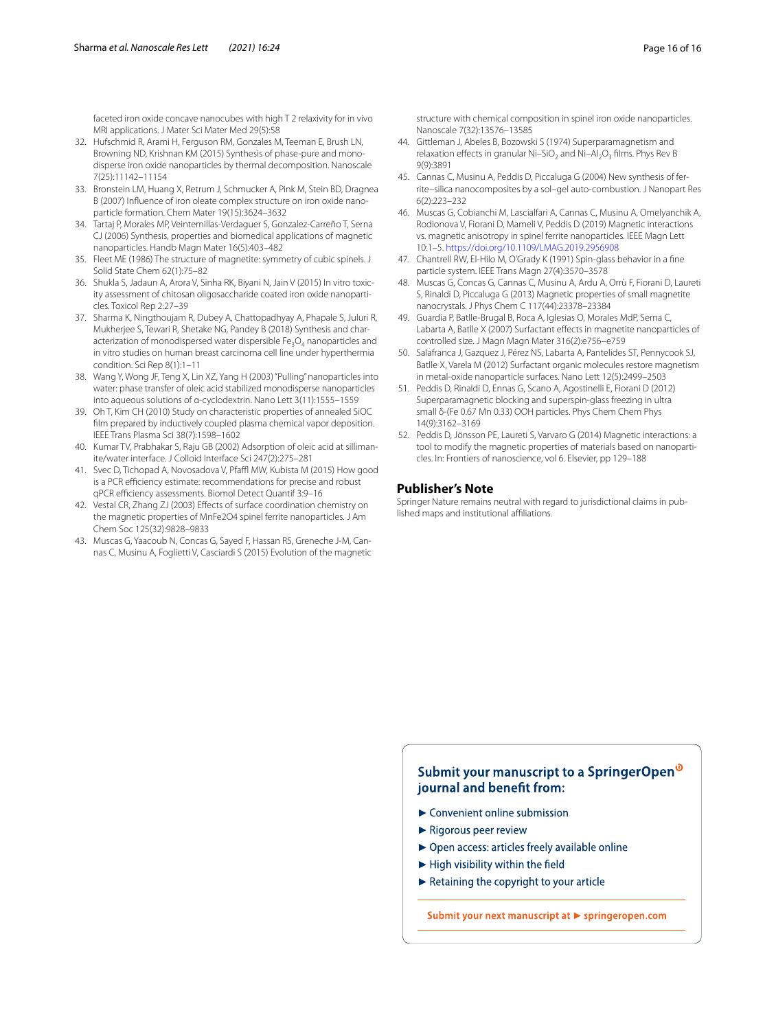faceted iron oxide concave nanocubes with high T 2 relaxivity for in vivo MRI applications. J Mater Sci Mater Med 29(5):58

32. Hufschmid R, Arami H, Ferguson RM, Gonzales M, Teeman E, Brush LN, Browning ND, Krishnan KM (2015) Synthesis of phase-pure and monodisperse iron oxide nanoparticles by thermal decomposition. Nanoscale 7(25):11142–11154
33. Bronstein LM, Huang X, Retrum J, Schmucker A, Pink M, Stein BD, Dragnea B (2007) Influence of iron oleate complex structure on iron oxide nanoparticle formation. Chem Mater 19(15):3624–3632
34. Tartaj P, Morales MP, Veintemillas-Verdaguer S, Gonzalez-Carreño T, Serna CJ (2006) Synthesis, properties and biomedical applications of magnetic nanoparticles. Handb Magn Mater 16(5):403–482
35. Fleet ME (1986) The structure of magnetite: symmetry of cubic spinels. J Solid State Chem 62(1):75–82
36. Shukla S, Jadaun A, Arora V, Sinha RK, Biyani N, Jain V (2015) In vitro toxicity assessment of chitosan oligosaccharide coated iron oxide nanoparticles. Toxicol Rep 2:27–39
37. Sharma K, Ningthoujam R, Dubey A, Chattopadhyay A, Phapale S, Juluri R, Mukherjee S, Tewari R, Shetake NG, Pandey B (2018) Synthesis and characterization of monodispersed water dispersible $Fe_3O_4$ nanoparticles and in vitro studies on human breast carcinoma cell line under hyperthermia condition. Sci Rep 8(1):1–11
38. Wang Y, Wong JF, Teng X, Lin XZ, Yang H (2003) "Pulling" nanoparticles into water: phase transfer of oleic acid stabilized monodisperse nanoparticles into aqueous solutions of α-cyclodextrin. Nano Lett 3(11):1555–1559
39. Oh T, Kim CH (2010) Study on characteristic properties of annealed SiOC film prepared by inductively coupled plasma chemical vapor deposition. IEEE Trans Plasma Sci 38(7):1598–1602
40. Kumar TV, Prabhakar S, Raju GB (2002) Adsorption of oleic acid at sillimanite/water interface. J Colloid Interface Sci 247(2):275–281
41. Svec D, Tichopad A, Novosadova V, Pfaffl MW, Kubista M (2015) How good is a PCR efficiency estimate: recommendations for precise and robust qPCR efficiency assessments. Biomol Detect Quantif 3:9–16
42. Vestal CR, Zhang ZJ (2003) Effects of surface coordination chemistry on the magnetic properties of MnFe2O4 spinel ferrite nanoparticles. J Am Chem Soc 125(32):9828–9833
43. Muscas G, Yaacoub N, Concas G, Sayed F, Hassan RS, Greneche J-M, Cannas C, Musinu A, Foglietti V, Casciardi S (2015) Evolution of the magnetic structure with chemical composition in spinel iron oxide nanoparticles. Nanoscale 7(32):13576–13585
44. Gittleman J, Abeles B, Bozowski S (1974) Superparamagnetism and relaxation effects in granular Ni–$SiO_2$ and Ni–$Al_2O_3$ films. Phys Rev B 9(9):3891
45. Cannas C, Musinu A, Peddis D, Piccaluga G (2004) New synthesis of ferrite–silica nanocomposites by a sol–gel auto-combustion. J Nanopart Res 6(2):223–232
46. Muscas G, Cobianchi M, Lascialfari A, Cannas C, Musinu A, Omelyanchik A, Rodionova V, Fiorani D, Mameli V, Peddis D (2019) Magnetic interactions vs. magnetic anisotropy in spinel ferrite nanoparticles. IEEE Magn Lett 10:1–5. https://doi.org/10.1109/LMAG.2019.2956908
47. Chantrell RW, El-Hilo M, O'Grady K (1991) Spin-glass behavior in a fine particle system. IEEE Trans Magn 27(4):3570–3578
48. Muscas G, Concas G, Cannas C, Musinu A, Ardu A, Orrù F, Fiorani D, Laureti S, Rinaldi D, Piccaluga G (2013) Magnetic properties of small magnetite nanocrystals. J Phys Chem C 117(44):23378–23384
49. Guardia P, Batlle-Brugal B, Roca A, Iglesias O, Morales MdP, Serna C, Labarta A, Batlle X (2007) Surfactant effects in magnetite nanoparticles of controlled size. J Magn Magn Mater 316(2):e756–e759
50. Salafranca J, Gazquez J, Pérez NS, Labarta A, Pantelides ST, Pennycook SJ, Batlle X, Varela M (2012) Surfactant organic molecules restore magnetism in metal-oxide nanoparticle surfaces. Nano Lett 12(5):2499–2503
51. Peddis D, Rinaldi D, Ennas G, Scano A, Agostinelli E, Fiorani D (2012) Superparamagnetic blocking and superspin-glass freezing in ultra small δ-(Fe 0.67 Mn 0.33) OOH particles. Phys Chem Chem Phys 14(9):3162–3169
52. Peddis D, Jönsson PE, Laureti S, Varvaro G (2014) Magnetic interactions: a tool to modify the magnetic properties of materials based on nanoparticles. In: Frontiers of nanoscience, vol 6. Elsevier, pp 129–188

## Publisher's Note

Springer Nature remains neutral with regard to jurisdictional claims in published maps and institutional affiliations.

**Submit your manuscript to a SpringerOpen journal and benefit from:**

- ► Convenient online submission
- ► Rigorous peer review
- ► Open access: articles freely available online
- ► High visibility within the field
- ► Retaining the copyright to your article

**Submit your next manuscript at ► springeropen.com**